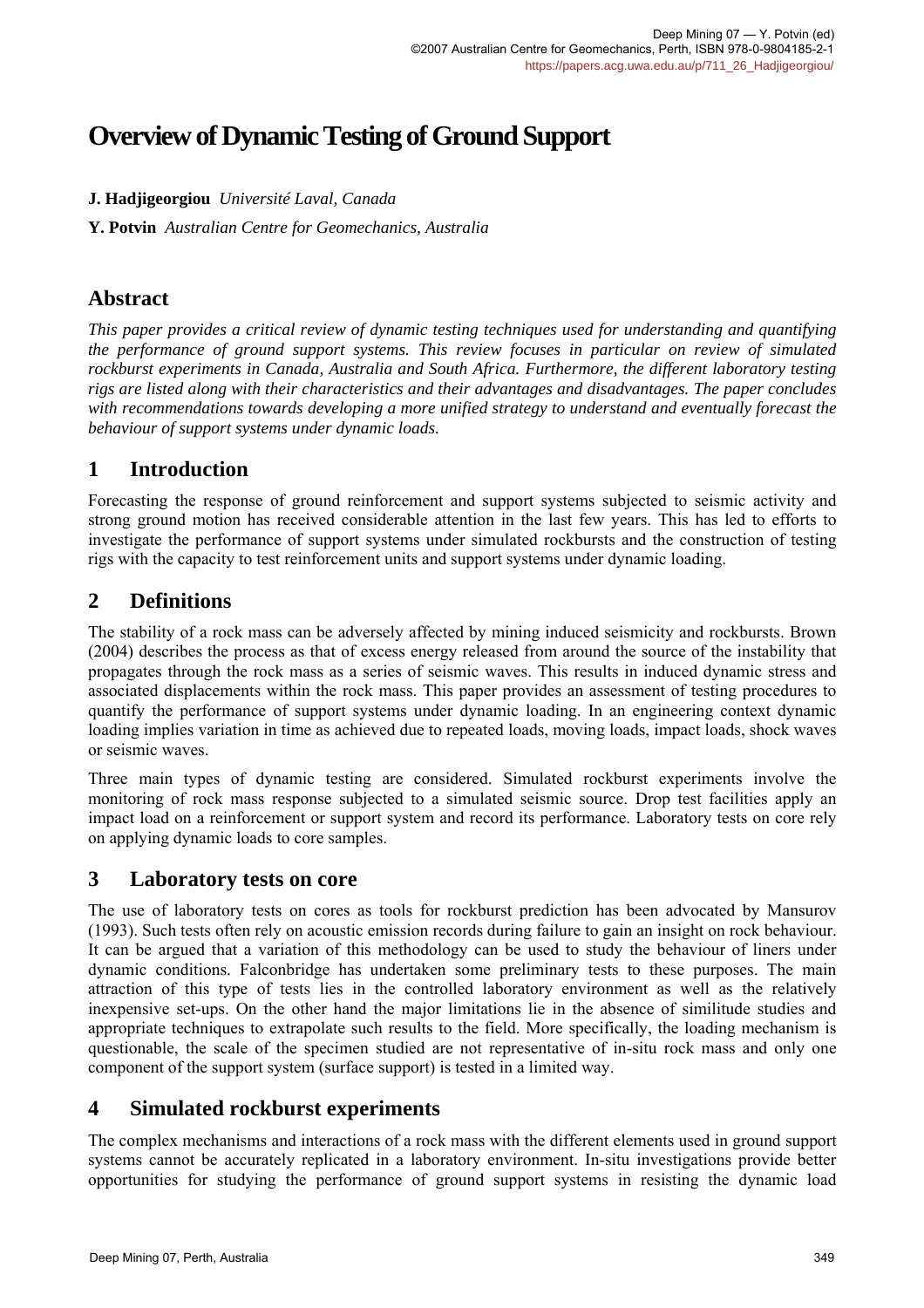# Overview of Dynamic Testing of Ground Support

**J. Hadjigeorgiou** *Université Laval, Canada*

**Y. Potvin** *Australian Centre for Geomechanics, Australia*

## Abstract

*This paper provides a critical review of dynamic testing techniques used for understanding and quantifying the performance of ground support systems. This review focuses in particular on review of simulated rockburst experiments in Canada, Australia and South Africa. Furthermore, the different laboratory testing rigs are listed along with their characteristics and their advantages and disadvantages. The paper concludes with recommendations towards developing a more unified strategy to understand and eventually forecast the behaviour of support systems under dynamic loads.*

## 1 Introduction

Forecasting the response of ground reinforcement and support systems subjected to seismic activity and strong ground motion has received considerable attention in the last few years. This has led to efforts to investigate the performance of support systems under simulated rockbursts and the construction of testing rigs with the capacity to test reinforcement units and support systems under dynamic loading.

## 2 Definitions

The stability of a rock mass can be adversely affected by mining induced seismicity and rockbursts. Brown (2004) describes the process as that of excess energy released from around the source of the instability that propagates through the rock mass as a series of seismic waves. This results in induced dynamic stress and associated displacements within the rock mass. This paper provides an assessment of testing procedures to quantify the performance of support systems under dynamic loading. In an engineering context dynamic loading implies variation in time as achieved due to repeated loads, moving loads, impact loads, shock waves or seismic waves.

Three main types of dynamic testing are considered. Simulated rockburst experiments involve the monitoring of rock mass response subjected to a simulated seismic source. Drop test facilities apply an impact load on a reinforcement or support system and record its performance. Laboratory tests on core rely on applying dynamic loads to core samples.

## 3 Laboratory tests on core

The use of laboratory tests on cores as tools for rockburst prediction has been advocated by Mansurov (1993). Such tests often rely on acoustic emission records during failure to gain an insight on rock behaviour. It can be argued that a variation of this methodology can be used to study the behaviour of liners under dynamic conditions. Falconbridge has undertaken some preliminary tests to these purposes. The main attraction of this type of tests lies in the controlled laboratory environment as well as the relatively inexpensive set-ups. On the other hand the major limitations lie in the absence of similitude studies and appropriate techniques to extrapolate such results to the field. More specifically, the loading mechanism is questionable, the scale of the specimen studied are not representative of in-situ rock mass and only one component of the support system (surface support) is tested in a limited way.

## 4 Simulated rockburst experiments

The complex mechanisms and interactions of a rock mass with the different elements used in ground support systems cannot be accurately replicated in a laboratory environment. In-situ investigations provide better opportunities for studying the performance of ground support systems in resisting the dynamic load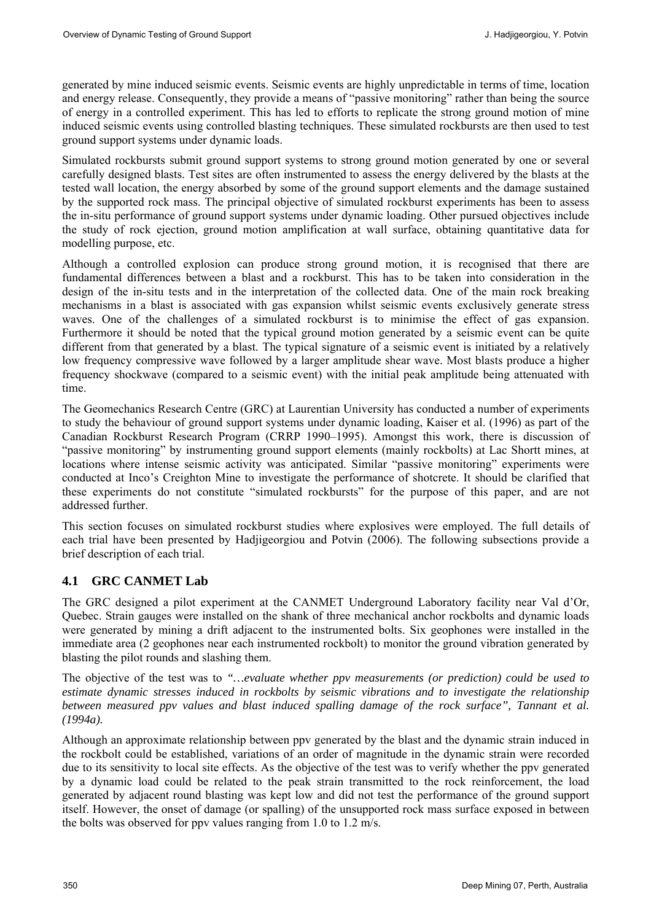generated by mine induced seismic events. Seismic events are highly unpredictable in terms of time, location and energy release. Consequently, they provide a means of "passive monitoring" rather than being the source of energy in a controlled experiment. This has led to efforts to replicate the strong ground motion of mine induced seismic events using controlled blasting techniques. These simulated rockbursts are then used to test ground support systems under dynamic loads.

Simulated rockbursts submit ground support systems to strong ground motion generated by one or several carefully designed blasts. Test sites are often instrumented to assess the energy delivered by the blasts at the tested wall location, the energy absorbed by some of the ground support elements and the damage sustained by the supported rock mass. The principal objective of simulated rockburst experiments has been to assess the in-situ performance of ground support systems under dynamic loading. Other pursued objectives include the study of rock ejection, ground motion amplification at wall surface, obtaining quantitative data for modelling purpose, etc.

Although a controlled explosion can produce strong ground motion, it is recognised that there are fundamental differences between a blast and a rockburst. This has to be taken into consideration in the design of the in-situ tests and in the interpretation of the collected data. One of the main rock breaking mechanisms in a blast is associated with gas expansion whilst seismic events exclusively generate stress waves. One of the challenges of a simulated rockburst is to minimise the effect of gas expansion. Furthermore it should be noted that the typical ground motion generated by a seismic event can be quite different from that generated by a blast. The typical signature of a seismic event is initiated by a relatively low frequency compressive wave followed by a larger amplitude shear wave. Most blasts produce a higher frequency shockwave (compared to a seismic event) with the initial peak amplitude being attenuated with time.

The Geomechanics Research Centre (GRC) at Laurentian University has conducted a number of experiments to study the behaviour of ground support systems under dynamic loading, Kaiser et al. (1996) as part of the Canadian Rockburst Research Program (CRRP 1990–1995). Amongst this work, there is discussion of "passive monitoring" by instrumenting ground support elements (mainly rockbolts) at Lac Shortt mines, at locations where intense seismic activity was anticipated. Similar "passive monitoring" experiments were conducted at Inco's Creighton Mine to investigate the performance of shotcrete. It should be clarified that these experiments do not constitute "simulated rockbursts" for the purpose of this paper, and are not addressed further.

This section focuses on simulated rockburst studies where explosives were employed. The full details of each trial have been presented by Hadjigeorgiou and Potvin (2006). The following subsections provide a brief description of each trial.

## 4.1 GRC CANMET Lab

The GRC designed a pilot experiment at the CANMET Underground Laboratory facility near Val d'Or, Quebec. Strain gauges were installed on the shank of three mechanical anchor rockbolts and dynamic loads were generated by mining a drift adjacent to the instrumented bolts. Six geophones were installed in the immediate area (2 geophones near each instrumented rockbolt) to monitor the ground vibration generated by blasting the pilot rounds and slashing them.

The objective of the test was to *"…evaluate whether ppv measurements (or prediction) could be used to estimate dynamic stresses induced in rockbolts by seismic vibrations and to investigate the relationship between measured ppv values and blast induced spalling damage of the rock surface", Tannant et al. (1994a).*

Although an approximate relationship between ppv generated by the blast and the dynamic strain induced in the rockbolt could be established, variations of an order of magnitude in the dynamic strain were recorded due to its sensitivity to local site effects. As the objective of the test was to verify whether the ppv generated by a dynamic load could be related to the peak strain transmitted to the rock reinforcement, the load generated by adjacent round blasting was kept low and did not test the performance of the ground support itself. However, the onset of damage (or spalling) of the unsupported rock mass surface exposed in between the bolts was observed for ppv values ranging from 1.0 to 1.2 m/s.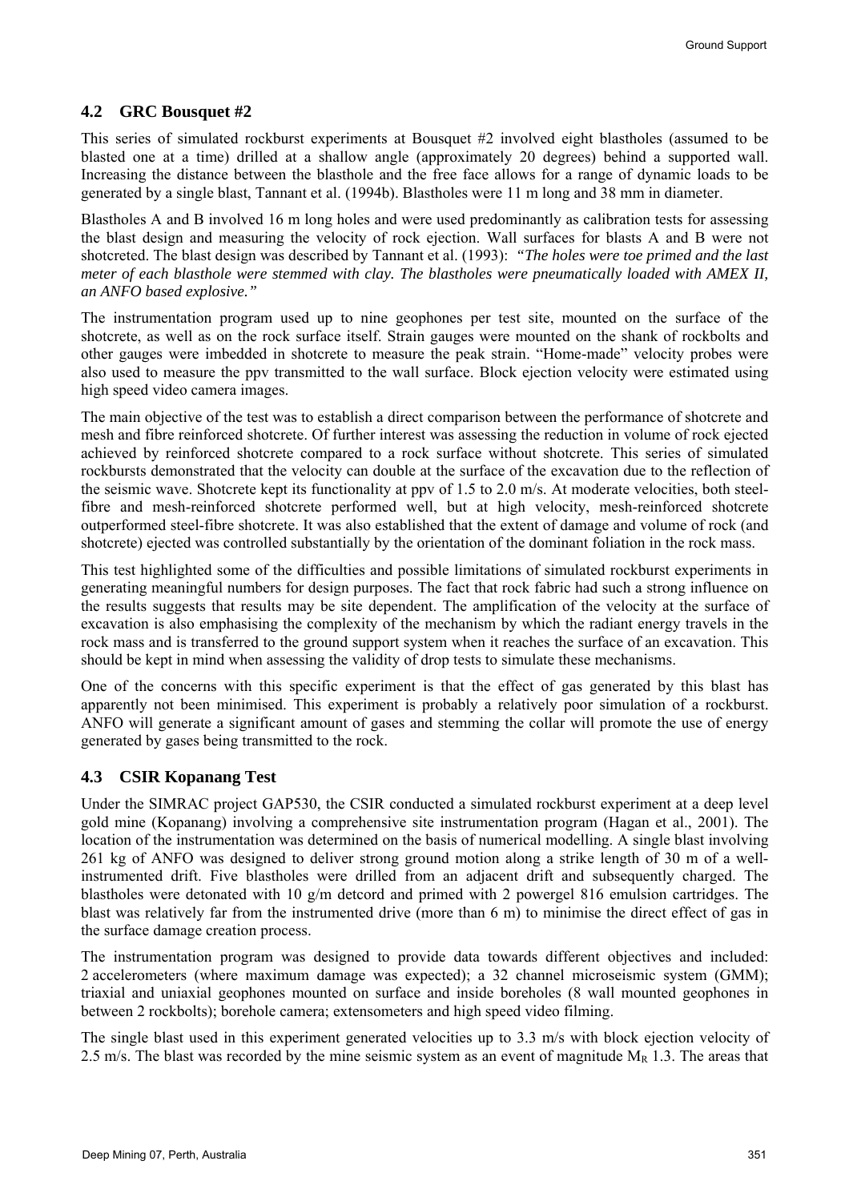## 4.2 GRC Bousquet #2

This series of simulated rockburst experiments at Bousquet #2 involved eight blastholes (assumed to be blasted one at a time) drilled at a shallow angle (approximately 20 degrees) behind a supported wall. Increasing the distance between the blasthole and the free face allows for a range of dynamic loads to be generated by a single blast, Tannant et al. (1994b). Blastholes were 11 m long and 38 mm in diameter.

Blastholes A and B involved 16 m long holes and were used predominantly as calibration tests for assessing the blast design and measuring the velocity of rock ejection. Wall surfaces for blasts A and B were not shotcreted. The blast design was described by Tannant et al. (1993): *"The holes were toe primed and the last meter of each blasthole were stemmed with clay. The blastholes were pneumatically loaded with AMEX II, an ANFO based explosive."*

The instrumentation program used up to nine geophones per test site, mounted on the surface of the shotcrete, as well as on the rock surface itself. Strain gauges were mounted on the shank of rockbolts and other gauges were imbedded in shotcrete to measure the peak strain. "Home-made" velocity probes were also used to measure the ppv transmitted to the wall surface. Block ejection velocity were estimated using high speed video camera images.

The main objective of the test was to establish a direct comparison between the performance of shotcrete and mesh and fibre reinforced shotcrete. Of further interest was assessing the reduction in volume of rock ejected achieved by reinforced shotcrete compared to a rock surface without shotcrete. This series of simulated rockbursts demonstrated that the velocity can double at the surface of the excavation due to the reflection of the seismic wave. Shotcrete kept its functionality at ppv of 1.5 to 2.0 m/s. At moderate velocities, both steel-fibre and mesh-reinforced shotcrete performed well, but at high velocity, mesh-reinforced shotcrete outperformed steel-fibre shotcrete. It was also established that the extent of damage and volume of rock (and shotcrete) ejected was controlled substantially by the orientation of the dominant foliation in the rock mass.

This test highlighted some of the difficulties and possible limitations of simulated rockburst experiments in generating meaningful numbers for design purposes. The fact that rock fabric had such a strong influence on the results suggests that results may be site dependent. The amplification of the velocity at the surface of excavation is also emphasising the complexity of the mechanism by which the radiant energy travels in the rock mass and is transferred to the ground support system when it reaches the surface of an excavation. This should be kept in mind when assessing the validity of drop tests to simulate these mechanisms.

One of the concerns with this specific experiment is that the effect of gas generated by this blast has apparently not been minimised. This experiment is probably a relatively poor simulation of a rockburst. ANFO will generate a significant amount of gases and stemming the collar will promote the use of energy generated by gases being transmitted to the rock.

## 4.3 CSIR Kopanang Test

Under the SIMRAC project GAP530, the CSIR conducted a simulated rockburst experiment at a deep level gold mine (Kopanang) involving a comprehensive site instrumentation program (Hagan et al., 2001). The location of the instrumentation was determined on the basis of numerical modelling. A single blast involving 261 kg of ANFO was designed to deliver strong ground motion along a strike length of 30 m of a well-instrumented drift. Five blastholes were drilled from an adjacent drift and subsequently charged. The blastholes were detonated with 10 g/m detcord and primed with 2 powergel 816 emulsion cartridges. The blast was relatively far from the instrumented drive (more than 6 m) to minimise the direct effect of gas in the surface damage creation process.

The instrumentation program was designed to provide data towards different objectives and included: 2 accelerometers (where maximum damage was expected); a 32 channel microseismic system (GMM); triaxial and uniaxial geophones mounted on surface and inside boreholes (8 wall mounted geophones in between 2 rockbolts); borehole camera; extensometers and high speed video filming.

The single blast used in this experiment generated velocities up to 3.3 m/s with block ejection velocity of 2.5 m/s. The blast was recorded by the mine seismic system as an event of magnitude $M_R$ 1.3. The areas that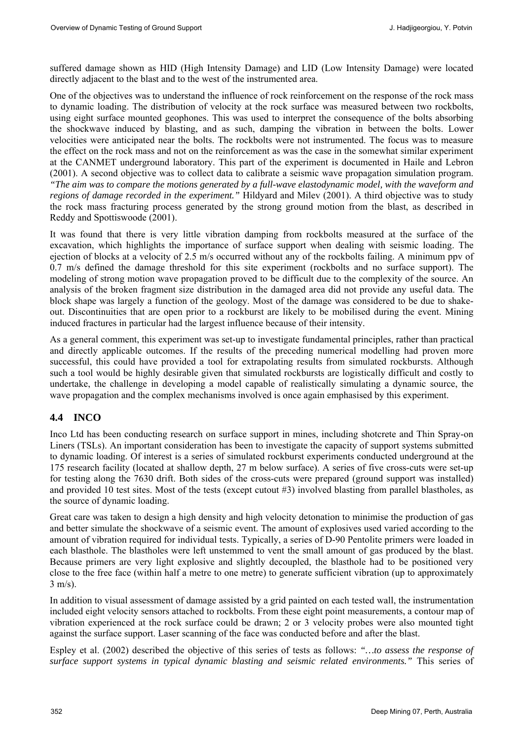suffered damage shown as HID (High Intensity Damage) and LID (Low Intensity Damage) were located directly adjacent to the blast and to the west of the instrumented area.

One of the objectives was to understand the influence of rock reinforcement on the response of the rock mass to dynamic loading. The distribution of velocity at the rock surface was measured between two rockbolts, using eight surface mounted geophones. This was used to interpret the consequence of the bolts absorbing the shockwave induced by blasting, and as such, damping the vibration in between the bolts. Lower velocities were anticipated near the bolts. The rockbolts were not instrumented. The focus was to measure the effect on the rock mass and not on the reinforcement as was the case in the somewhat similar experiment at the CANMET underground laboratory. This part of the experiment is documented in Haile and Lebron (2001). A second objective was to collect data to calibrate a seismic wave propagation simulation program. *"The aim was to compare the motions generated by a full-wave elastodynamic model, with the waveform and regions of damage recorded in the experiment."* Hildyard and Milev (2001). A third objective was to study the rock mass fracturing process generated by the strong ground motion from the blast, as described in Reddy and Spottiswoode (2001).

It was found that there is very little vibration damping from rockbolts measured at the surface of the excavation, which highlights the importance of surface support when dealing with seismic loading. The ejection of blocks at a velocity of 2.5 m/s occurred without any of the rockbolts failing. A minimum ppv of 0.7 m/s defined the damage threshold for this site experiment (rockbolts and no surface support). The modeling of strong motion wave propagation proved to be difficult due to the complexity of the source. An analysis of the broken fragment size distribution in the damaged area did not provide any useful data. The block shape was largely a function of the geology. Most of the damage was considered to be due to shake-out. Discontinuities that are open prior to a rockburst are likely to be mobilised during the event. Mining induced fractures in particular had the largest influence because of their intensity.

As a general comment, this experiment was set-up to investigate fundamental principles, rather than practical and directly applicable outcomes. If the results of the preceding numerical modelling had proven more successful, this could have provided a tool for extrapolating results from simulated rockbursts. Although such a tool would be highly desirable given that simulated rockbursts are logistically difficult and costly to undertake, the challenge in developing a model capable of realistically simulating a dynamic source, the wave propagation and the complex mechanisms involved is once again emphasised by this experiment.

## 4.4 INCO

Inco Ltd has been conducting research on surface support in mines, including shotcrete and Thin Spray-on Liners (TSLs). An important consideration has been to investigate the capacity of support systems submitted to dynamic loading. Of interest is a series of simulated rockburst experiments conducted underground at the 175 research facility (located at shallow depth, 27 m below surface). A series of five cross-cuts were set-up for testing along the 7630 drift. Both sides of the cross-cuts were prepared (ground support was installed) and provided 10 test sites. Most of the tests (except cutout #3) involved blasting from parallel blastholes, as the source of dynamic loading.

Great care was taken to design a high density and high velocity detonation to minimise the production of gas and better simulate the shockwave of a seismic event. The amount of explosives used varied according to the amount of vibration required for individual tests. Typically, a series of D-90 Pentolite primers were loaded in each blasthole. The blastholes were left unstemmed to vent the small amount of gas produced by the blast. Because primers are very light explosive and slightly decoupled, the blasthole had to be positioned very close to the free face (within half a metre to one metre) to generate sufficient vibration (up to approximately 3 m/s).

In addition to visual assessment of damage assisted by a grid painted on each tested wall, the instrumentation included eight velocity sensors attached to rockbolts. From these eight point measurements, a contour map of vibration experienced at the rock surface could be drawn; 2 or 3 velocity probes were also mounted tight against the surface support. Laser scanning of the face was conducted before and after the blast.

Espley et al. (2002) described the objective of this series of tests as follows: *"…to assess the response of surface support systems in typical dynamic blasting and seismic related environments."* This series of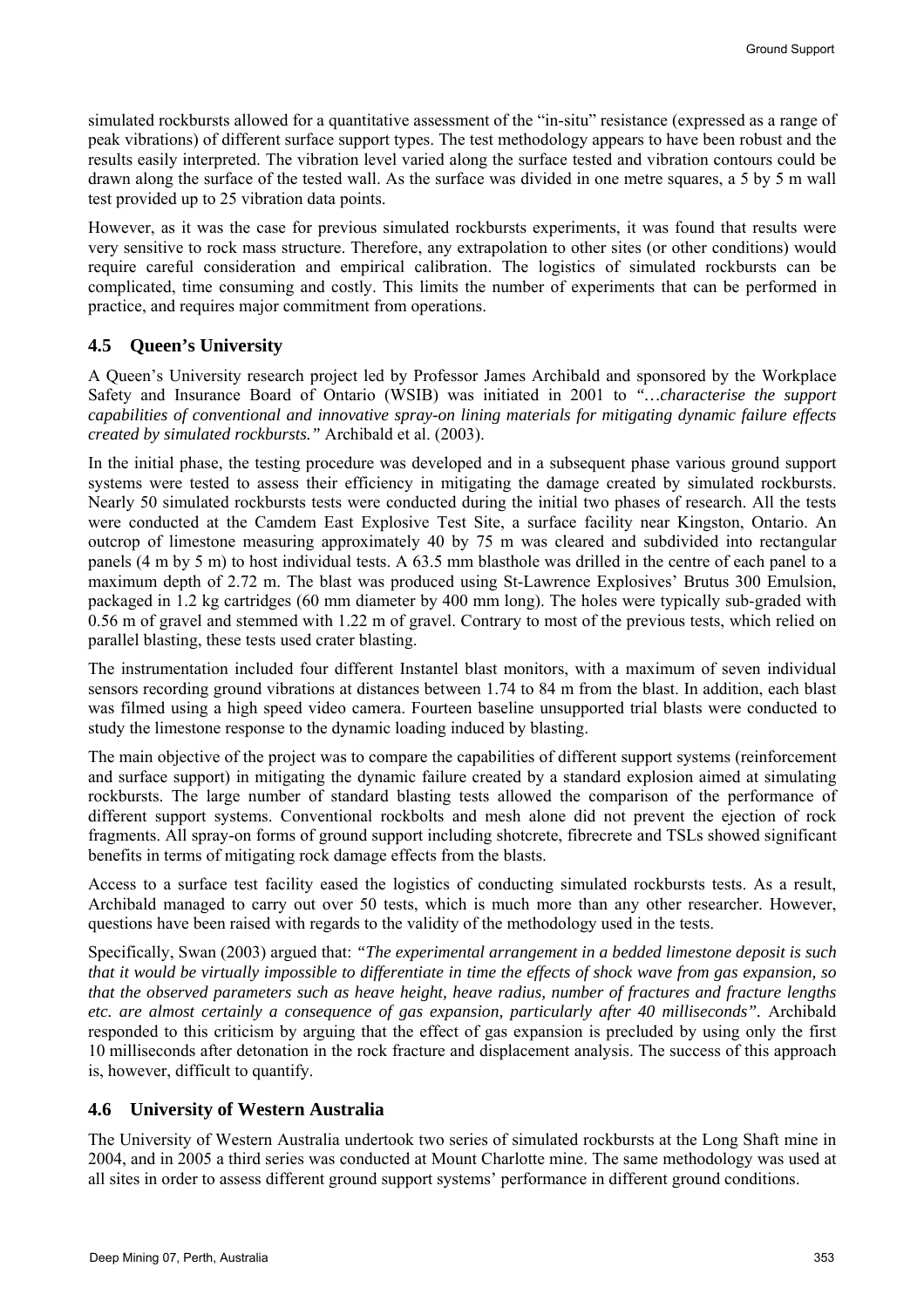simulated rockbursts allowed for a quantitative assessment of the "in-situ" resistance (expressed as a range of peak vibrations) of different surface support types. The test methodology appears to have been robust and the results easily interpreted. The vibration level varied along the surface tested and vibration contours could be drawn along the surface of the tested wall. As the surface was divided in one metre squares, a 5 by 5 m wall test provided up to 25 vibration data points.

However, as it was the case for previous simulated rockbursts experiments, it was found that results were very sensitive to rock mass structure. Therefore, any extrapolation to other sites (or other conditions) would require careful consideration and empirical calibration. The logistics of simulated rockbursts can be complicated, time consuming and costly. This limits the number of experiments that can be performed in practice, and requires major commitment from operations.

## 4.5 Queen's University

A Queen's University research project led by Professor James Archibald and sponsored by the Workplace Safety and Insurance Board of Ontario (WSIB) was initiated in 2001 to *"…characterise the support capabilities of conventional and innovative spray-on lining materials for mitigating dynamic failure effects created by simulated rockbursts."* Archibald et al. (2003).

In the initial phase, the testing procedure was developed and in a subsequent phase various ground support systems were tested to assess their efficiency in mitigating the damage created by simulated rockbursts. Nearly 50 simulated rockbursts tests were conducted during the initial two phases of research. All the tests were conducted at the Camdem East Explosive Test Site, a surface facility near Kingston, Ontario. An outcrop of limestone measuring approximately 40 by 75 m was cleared and subdivided into rectangular panels (4 m by 5 m) to host individual tests. A 63.5 mm blasthole was drilled in the centre of each panel to a maximum depth of 2.72 m. The blast was produced using St-Lawrence Explosives' Brutus 300 Emulsion, packaged in 1.2 kg cartridges (60 mm diameter by 400 mm long). The holes were typically sub-graded with 0.56 m of gravel and stemmed with 1.22 m of gravel. Contrary to most of the previous tests, which relied on parallel blasting, these tests used crater blasting.

The instrumentation included four different Instantel blast monitors, with a maximum of seven individual sensors recording ground vibrations at distances between 1.74 to 84 m from the blast. In addition, each blast was filmed using a high speed video camera. Fourteen baseline unsupported trial blasts were conducted to study the limestone response to the dynamic loading induced by blasting.

The main objective of the project was to compare the capabilities of different support systems (reinforcement and surface support) in mitigating the dynamic failure created by a standard explosion aimed at simulating rockbursts. The large number of standard blasting tests allowed the comparison of the performance of different support systems. Conventional rockbolts and mesh alone did not prevent the ejection of rock fragments. All spray-on forms of ground support including shotcrete, fibrecrete and TSLs showed significant benefits in terms of mitigating rock damage effects from the blasts.

Access to a surface test facility eased the logistics of conducting simulated rockbursts tests. As a result, Archibald managed to carry out over 50 tests, which is much more than any other researcher. However, questions have been raised with regards to the validity of the methodology used in the tests.

Specifically, Swan (2003) argued that: *"The experimental arrangement in a bedded limestone deposit is such that it would be virtually impossible to differentiate in time the effects of shock wave from gas expansion, so that the observed parameters such as heave height, heave radius, number of fractures and fracture lengths etc. are almost certainly a consequence of gas expansion, particularly after 40 milliseconds".* Archibald responded to this criticism by arguing that the effect of gas expansion is precluded by using only the first 10 milliseconds after detonation in the rock fracture and displacement analysis. The success of this approach is, however, difficult to quantify.

## 4.6 University of Western Australia

The University of Western Australia undertook two series of simulated rockbursts at the Long Shaft mine in 2004, and in 2005 a third series was conducted at Mount Charlotte mine. The same methodology was used at all sites in order to assess different ground support systems' performance in different ground conditions.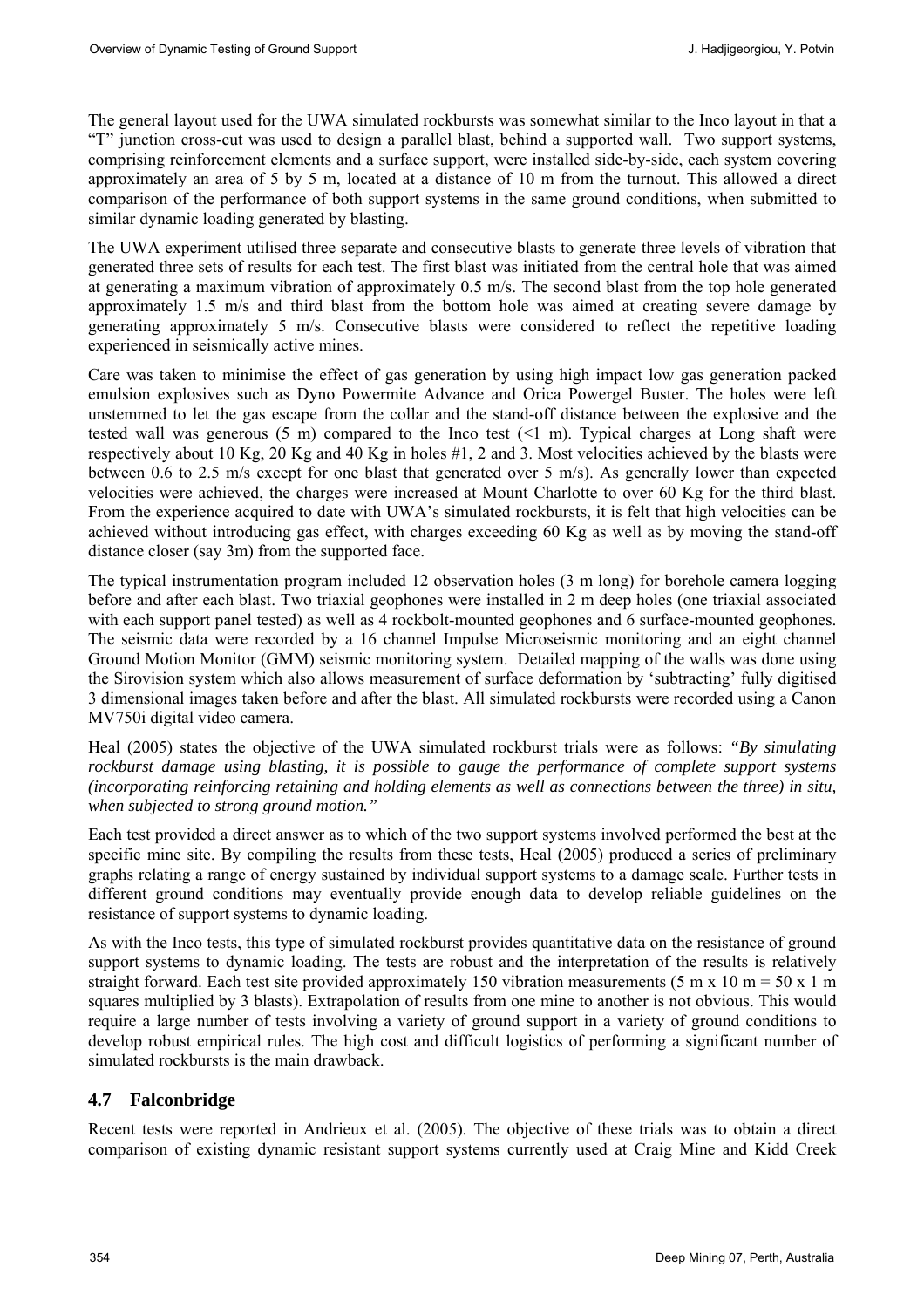The general layout used for the UWA simulated rockbursts was somewhat similar to the Inco layout in that a "T" junction cross-cut was used to design a parallel blast, behind a supported wall. Two support systems, comprising reinforcement elements and a surface support, were installed side-by-side, each system covering approximately an area of 5 by 5 m, located at a distance of 10 m from the turnout. This allowed a direct comparison of the performance of both support systems in the same ground conditions, when submitted to similar dynamic loading generated by blasting.

The UWA experiment utilised three separate and consecutive blasts to generate three levels of vibration that generated three sets of results for each test. The first blast was initiated from the central hole that was aimed at generating a maximum vibration of approximately 0.5 m/s. The second blast from the top hole generated approximately 1.5 m/s and third blast from the bottom hole was aimed at creating severe damage by generating approximately 5 m/s. Consecutive blasts were considered to reflect the repetitive loading experienced in seismically active mines.

Care was taken to minimise the effect of gas generation by using high impact low gas generation packed emulsion explosives such as Dyno Powermite Advance and Orica Powergel Buster. The holes were left unstemmed to let the gas escape from the collar and the stand-off distance between the explosive and the tested wall was generous (5 m) compared to the Inco test (<1 m). Typical charges at Long shaft were respectively about 10 Kg, 20 Kg and 40 Kg in holes #1, 2 and 3. Most velocities achieved by the blasts were between 0.6 to 2.5 m/s except for one blast that generated over 5 m/s). As generally lower than expected velocities were achieved, the charges were increased at Mount Charlotte to over 60 Kg for the third blast. From the experience acquired to date with UWA's simulated rockbursts, it is felt that high velocities can be achieved without introducing gas effect, with charges exceeding 60 Kg as well as by moving the stand-off distance closer (say 3m) from the supported face.

The typical instrumentation program included 12 observation holes (3 m long) for borehole camera logging before and after each blast. Two triaxial geophones were installed in 2 m deep holes (one triaxial associated with each support panel tested) as well as 4 rockbolt-mounted geophones and 6 surface-mounted geophones. The seismic data were recorded by a 16 channel Impulse Microseismic monitoring and an eight channel Ground Motion Monitor (GMM) seismic monitoring system. Detailed mapping of the walls was done using the Sirovision system which also allows measurement of surface deformation by 'subtracting' fully digitised 3 dimensional images taken before and after the blast. All simulated rockbursts were recorded using a Canon MV750i digital video camera.

Heal (2005) states the objective of the UWA simulated rockburst trials were as follows: *"By simulating rockburst damage using blasting, it is possible to gauge the performance of complete support systems (incorporating reinforcing retaining and holding elements as well as connections between the three) in situ, when subjected to strong ground motion."*

Each test provided a direct answer as to which of the two support systems involved performed the best at the specific mine site. By compiling the results from these tests, Heal (2005) produced a series of preliminary graphs relating a range of energy sustained by individual support systems to a damage scale. Further tests in different ground conditions may eventually provide enough data to develop reliable guidelines on the resistance of support systems to dynamic loading.

As with the Inco tests, this type of simulated rockburst provides quantitative data on the resistance of ground support systems to dynamic loading. The tests are robust and the interpretation of the results is relatively straight forward. Each test site provided approximately 150 vibration measurements (5 m x 10 m = 50 x 1 m squares multiplied by 3 blasts). Extrapolation of results from one mine to another is not obvious. This would require a large number of tests involving a variety of ground support in a variety of ground conditions to develop robust empirical rules. The high cost and difficult logistics of performing a significant number of simulated rockbursts is the main drawback.

## 4.7 Falconbridge

Recent tests were reported in Andrieux et al. (2005). The objective of these trials was to obtain a direct comparison of existing dynamic resistant support systems currently used at Craig Mine and Kidd Creek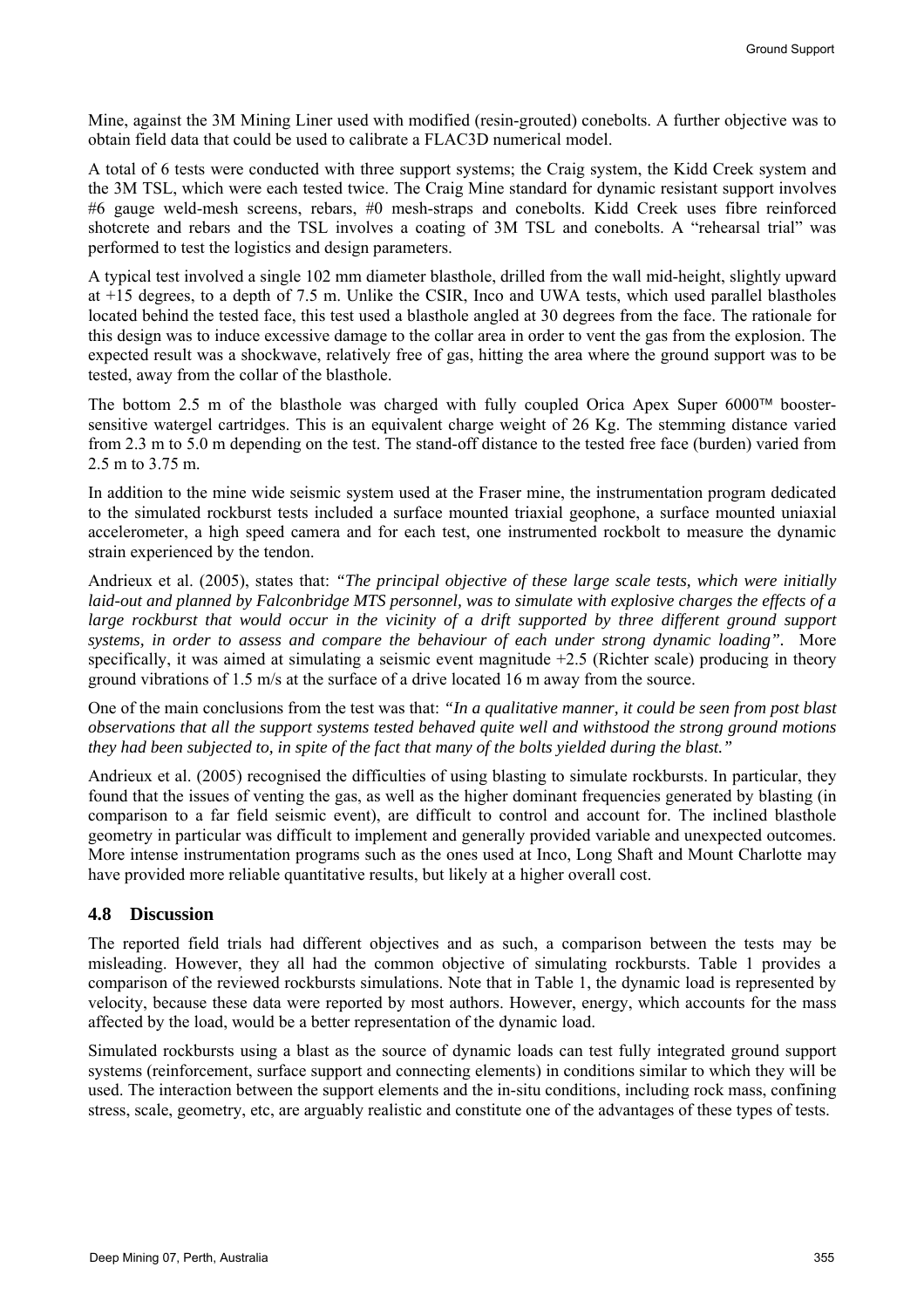Mine, against the 3M Mining Liner used with modified (resin-grouted) conebolts. A further objective was to obtain field data that could be used to calibrate a FLAC3D numerical model.

A total of 6 tests were conducted with three support systems; the Craig system, the Kidd Creek system and the 3M TSL, which were each tested twice. The Craig Mine standard for dynamic resistant support involves #6 gauge weld-mesh screens, rebars, #0 mesh-straps and conebolts. Kidd Creek uses fibre reinforced shotcrete and rebars and the TSL involves a coating of 3M TSL and conebolts. A "rehearsal trial" was performed to test the logistics and design parameters.

A typical test involved a single 102 mm diameter blasthole, drilled from the wall mid-height, slightly upward at +15 degrees, to a depth of 7.5 m. Unlike the CSIR, Inco and UWA tests, which used parallel blastholes located behind the tested face, this test used a blasthole angled at 30 degrees from the face. The rationale for this design was to induce excessive damage to the collar area in order to vent the gas from the explosion. The expected result was a shockwave, relatively free of gas, hitting the area where the ground support was to be tested, away from the collar of the blasthole.

The bottom 2.5 m of the blasthole was charged with fully coupled Orica Apex Super 6000™ booster-sensitive watergel cartridges. This is an equivalent charge weight of 26 Kg. The stemming distance varied from 2.3 m to 5.0 m depending on the test. The stand-off distance to the tested free face (burden) varied from 2.5 m to 3.75 m.

In addition to the mine wide seismic system used at the Fraser mine, the instrumentation program dedicated to the simulated rockburst tests included a surface mounted triaxial geophone, a surface mounted uniaxial accelerometer, a high speed camera and for each test, one instrumented rockbolt to measure the dynamic strain experienced by the tendon.

Andrieux et al. (2005), states that: *"The principal objective of these large scale tests, which were initially laid-out and planned by Falconbridge MTS personnel, was to simulate with explosive charges the effects of a large rockburst that would occur in the vicinity of a drift supported by three different ground support systems, in order to assess and compare the behaviour of each under strong dynamic loading".* More specifically, it was aimed at simulating a seismic event magnitude +2.5 (Richter scale) producing in theory ground vibrations of 1.5 m/s at the surface of a drive located 16 m away from the source.

One of the main conclusions from the test was that: *"In a qualitative manner, it could be seen from post blast observations that all the support systems tested behaved quite well and withstood the strong ground motions they had been subjected to, in spite of the fact that many of the bolts yielded during the blast."*

Andrieux et al. (2005) recognised the difficulties of using blasting to simulate rockbursts. In particular, they found that the issues of venting the gas, as well as the higher dominant frequencies generated by blasting (in comparison to a far field seismic event), are difficult to control and account for. The inclined blasthole geometry in particular was difficult to implement and generally provided variable and unexpected outcomes. More intense instrumentation programs such as the ones used at Inco, Long Shaft and Mount Charlotte may have provided more reliable quantitative results, but likely at a higher overall cost.

### 4.8 Discussion

The reported field trials had different objectives and as such, a comparison between the tests may be misleading. However, they all had the common objective of simulating rockbursts. Table 1 provides a comparison of the reviewed rockbursts simulations. Note that in Table 1, the dynamic load is represented by velocity, because these data were reported by most authors. However, energy, which accounts for the mass affected by the load, would be a better representation of the dynamic load.

Simulated rockbursts using a blast as the source of dynamic loads can test fully integrated ground support systems (reinforcement, surface support and connecting elements) in conditions similar to which they will be used. The interaction between the support elements and the in-situ conditions, including rock mass, confining stress, scale, geometry, etc, are arguably realistic and constitute one of the advantages of these types of tests.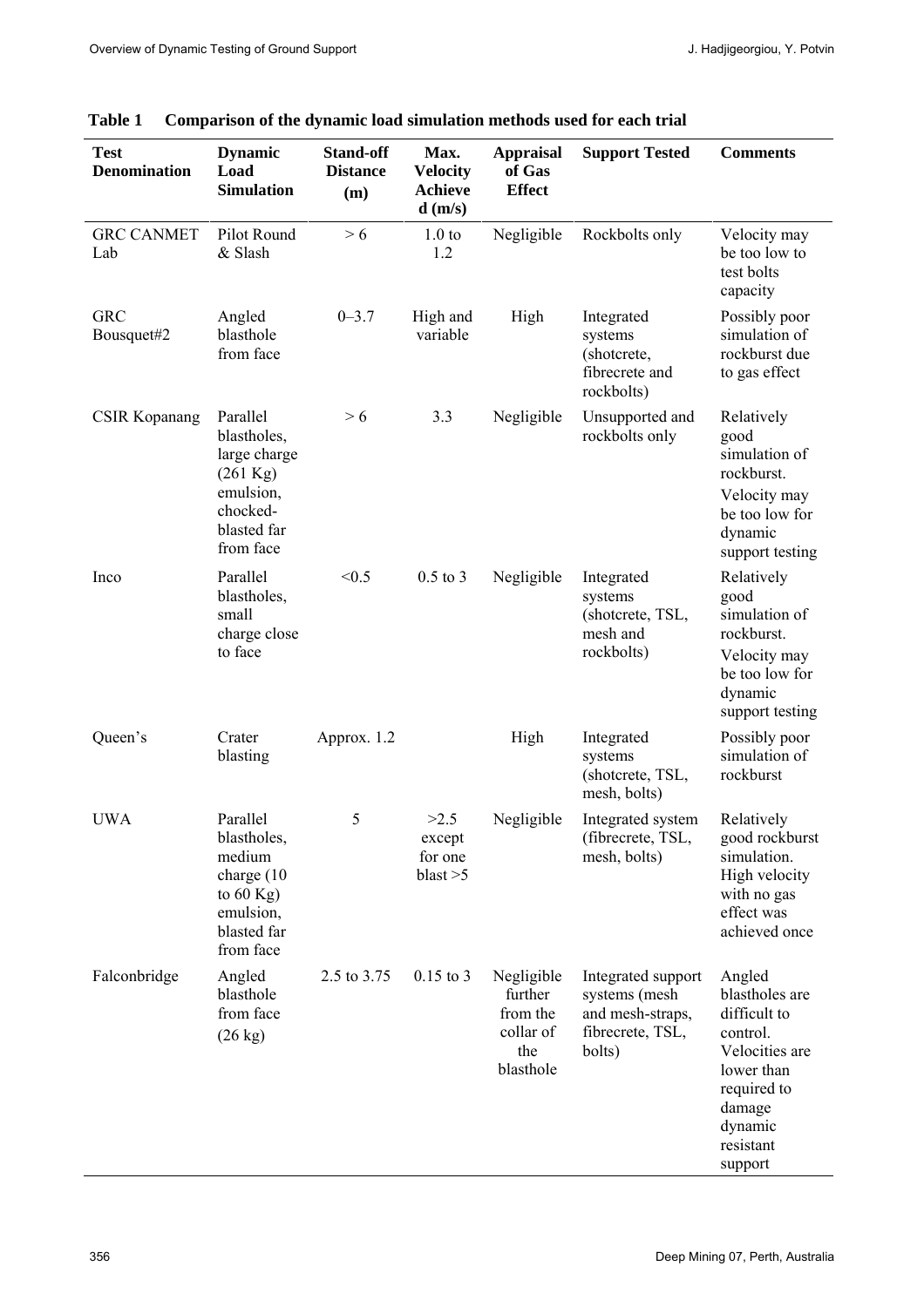**Table 1 Comparison of the dynamic load simulation methods used for each trial**

| Test Denomination | Dynamic Load Simulation | Stand-off Distance (m) | Max. Velocity Achieved (m/s) | Appraisal of Gas Effect | Support Tested | Comments |
|---|---|---|---|---|---|---|
| GRC CANMET Lab | Pilot Round & Slash | > 6 | 1.0 to 1.2 | Negligible | Rockbolts only | Velocity may be too low to test bolts capacity |
| GRC Bousquet#2 | Angled blasthole from face | 0–3.7 | High and variable | High | Integrated systems (shotcrete, fibrecrete and rockbolts) | Possibly poor simulation of rockburst due to gas effect |
| CSIR Kopanang | Parallel blastholes, large charge (261 Kg) emulsion, chocked-blasted far from face | > 6 | 3.3 | Negligible | Unsupported and rockbolts only | Relatively good simulation of rockburst. Velocity may be too low for dynamic support testing |
| Inco | Parallel blastholes, small charge close to face | <0.5 | 0.5 to 3 | Negligible | Integrated systems (shotcrete, TSL, mesh and rockbolts) | Relatively good simulation of rockburst. Velocity may be too low for dynamic support testing |
| Queen's | Crater blasting | Approx. 1.2 | | High | Integrated systems (shotcrete, TSL, mesh, bolts) | Possibly poor simulation of rockburst |
| UWA | Parallel blastholes, medium charge (10 to 60 Kg) emulsion, blasted far from face | 5 | >2.5 except for one blast >5 | Negligible | Integrated system (fibrecrete, TSL, mesh, bolts) | Relatively good rockburst simulation. High velocity with no gas effect was achieved once |
| Falconbridge | Angled blasthole from face (26 kg) | 2.5 to 3.75 | 0.15 to 3 | Negligible further from the collar of the blasthole | Integrated support systems (mesh and mesh-straps, fibrecrete, TSL, bolts) | Angled blastholes are difficult to control. Velocities are lower than required to damage dynamic resistant support |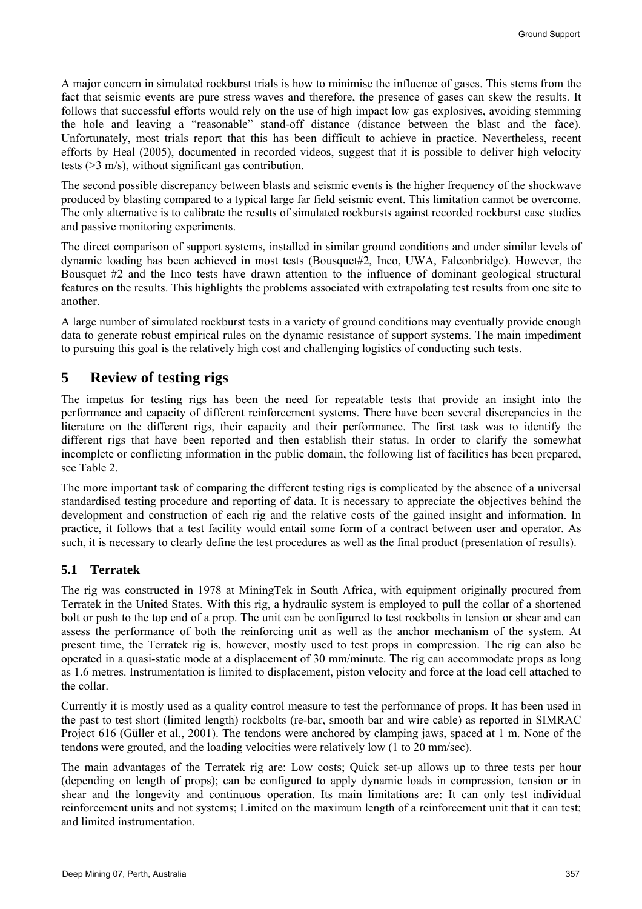A major concern in simulated rockburst trials is how to minimise the influence of gases. This stems from the fact that seismic events are pure stress waves and therefore, the presence of gases can skew the results. It follows that successful efforts would rely on the use of high impact low gas explosives, avoiding stemming the hole and leaving a "reasonable" stand-off distance (distance between the blast and the face). Unfortunately, most trials report that this has been difficult to achieve in practice. Nevertheless, recent efforts by Heal (2005), documented in recorded videos, suggest that it is possible to deliver high velocity tests (>3 m/s), without significant gas contribution.

The second possible discrepancy between blasts and seismic events is the higher frequency of the shockwave produced by blasting compared to a typical large far field seismic event. This limitation cannot be overcome. The only alternative is to calibrate the results of simulated rockbursts against recorded rockburst case studies and passive monitoring experiments.

The direct comparison of support systems, installed in similar ground conditions and under similar levels of dynamic loading has been achieved in most tests (Bousquet#2, Inco, UWA, Falconbridge). However, the Bousquet #2 and the Inco tests have drawn attention to the influence of dominant geological structural features on the results. This highlights the problems associated with extrapolating test results from one site to another.

A large number of simulated rockburst tests in a variety of ground conditions may eventually provide enough data to generate robust empirical rules on the dynamic resistance of support systems. The main impediment to pursuing this goal is the relatively high cost and challenging logistics of conducting such tests.

# 5 Review of testing rigs

The impetus for testing rigs has been the need for repeatable tests that provide an insight into the performance and capacity of different reinforcement systems. There have been several discrepancies in the literature on the different rigs, their capacity and their performance. The first task was to identify the different rigs that have been reported and then establish their status. In order to clarify the somewhat incomplete or conflicting information in the public domain, the following list of facilities has been prepared, see Table 2.

The more important task of comparing the different testing rigs is complicated by the absence of a universal standardised testing procedure and reporting of data. It is necessary to appreciate the objectives behind the development and construction of each rig and the relative costs of the gained insight and information. In practice, it follows that a test facility would entail some form of a contract between user and operator. As such, it is necessary to clearly define the test procedures as well as the final product (presentation of results).

## 5.1 Terratek

The rig was constructed in 1978 at MiningTek in South Africa, with equipment originally procured from Terratek in the United States. With this rig, a hydraulic system is employed to pull the collar of a shortened bolt or push to the top end of a prop. The unit can be configured to test rockbolts in tension or shear and can assess the performance of both the reinforcing unit as well as the anchor mechanism of the system. At present time, the Terratek rig is, however, mostly used to test props in compression. The rig can also be operated in a quasi-static mode at a displacement of 30 mm/minute. The rig can accommodate props as long as 1.6 metres. Instrumentation is limited to displacement, piston velocity and force at the load cell attached to the collar.

Currently it is mostly used as a quality control measure to test the performance of props. It has been used in the past to test short (limited length) rockbolts (re-bar, smooth bar and wire cable) as reported in SIMRAC Project 616 (Güller et al., 2001). The tendons were anchored by clamping jaws, spaced at 1 m. None of the tendons were grouted, and the loading velocities were relatively low (1 to 20 mm/sec).

The main advantages of the Terratek rig are: Low costs; Quick set-up allows up to three tests per hour (depending on length of props); can be configured to apply dynamic loads in compression, tension or in shear and the longevity and continuous operation. Its main limitations are: It can only test individual reinforcement units and not systems; Limited on the maximum length of a reinforcement unit that it can test; and limited instrumentation.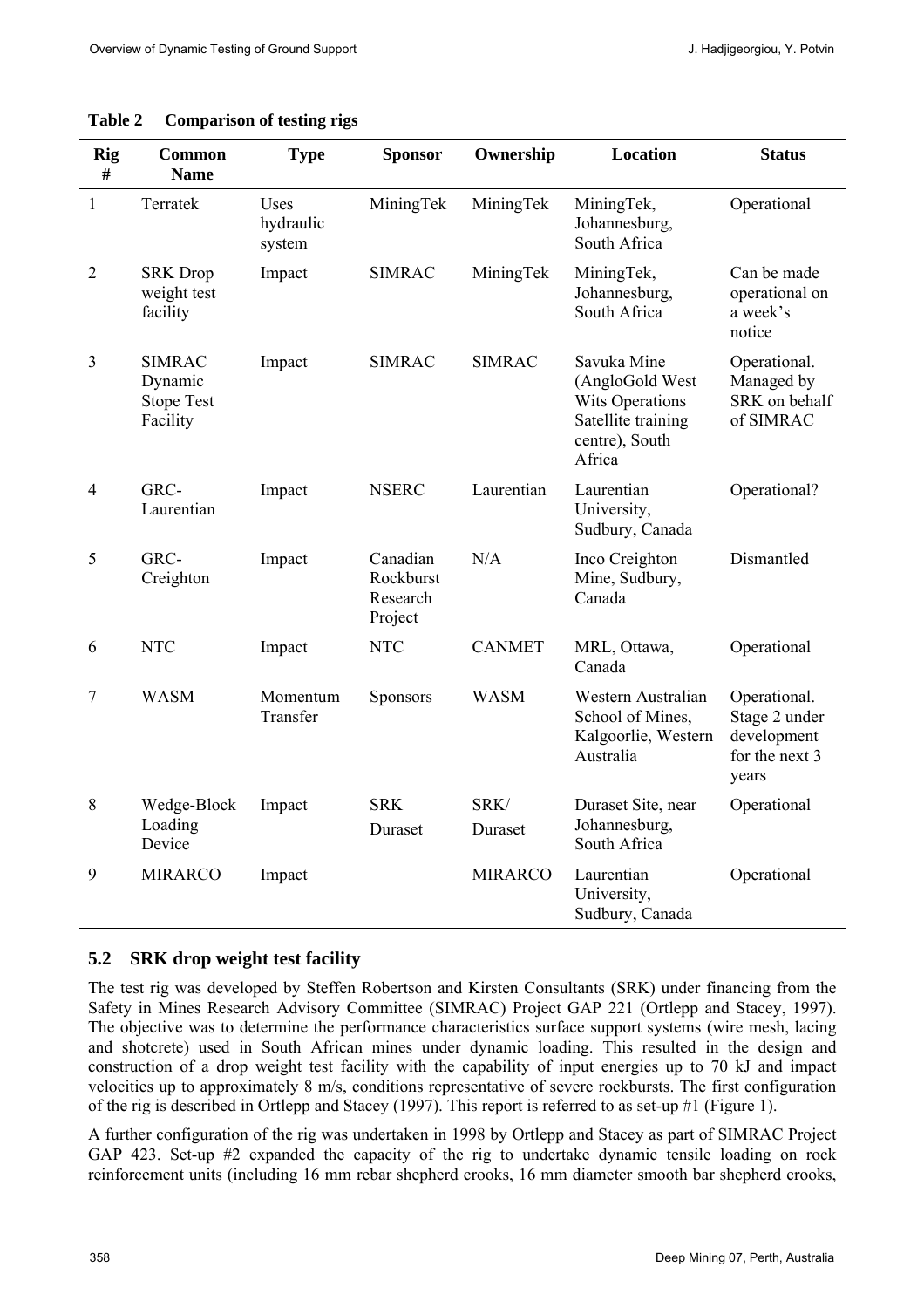**Table 2 Comparison of testing rigs**

| Rig # | Common Name | Type | Sponsor | Ownership | Location | Status |
|---|---|---|---|---|---|---|
| 1 | Terratek | Uses hydraulic system | MiningTek | MiningTek | MiningTek, Johannesburg, South Africa | Operational |
| 2 | SRK Drop weight test facility | Impact | SIMRAC | MiningTek | MiningTek, Johannesburg, South Africa | Can be made operational on a week's notice |
| 3 | SIMRAC Dynamic Stope Test Facility | Impact | SIMRAC | SIMRAC | Savuka Mine (AngloGold West Wits Operations Satellite training centre), South Africa | Operational. Managed by SRK on behalf of SIMRAC |
| 4 | GRC-Laurentian | Impact | NSERC | Laurentian | Laurentian University, Sudbury, Canada | Operational? |
| 5 | GRC-Creighton | Impact | Canadian Rockburst Research Project | N/A | Inco Creighton Mine, Sudbury, Canada | Dismantled |
| 6 | NTC | Impact | NTC | CANMET | MRL, Ottawa, Canada | Operational |
| 7 | WASM | Momentum Transfer | Sponsors | WASM | Western Australian School of Mines, Kalgoorlie, Western Australia | Operational. Stage 2 under development for the next 3 years |
| 8 | Wedge-Block Loading Device | Impact | SRK Duraset | SRK/ Duraset | Duraset Site, near Johannesburg, South Africa | Operational |
| 9 | MIRARCO | Impact | | MIRARCO | Laurentian University, Sudbury, Canada | Operational |

## 5.2 SRK drop weight test facility

The test rig was developed by Steffen Robertson and Kirsten Consultants (SRK) under financing from the Safety in Mines Research Advisory Committee (SIMRAC) Project GAP 221 (Ortlepp and Stacey, 1997). The objective was to determine the performance characteristics surface support systems (wire mesh, lacing and shotcrete) used in South African mines under dynamic loading. This resulted in the design and construction of a drop weight test facility with the capability of input energies up to 70 kJ and impact velocities up to approximately 8 m/s, conditions representative of severe rockbursts. The first configuration of the rig is described in Ortlepp and Stacey (1997). This report is referred to as set-up #1 (Figure 1).

A further configuration of the rig was undertaken in 1998 by Ortlepp and Stacey as part of SIMRAC Project GAP 423. Set-up #2 expanded the capacity of the rig to undertake dynamic tensile loading on rock reinforcement units (including 16 mm rebar shepherd crooks, 16 mm diameter smooth bar shepherd crooks,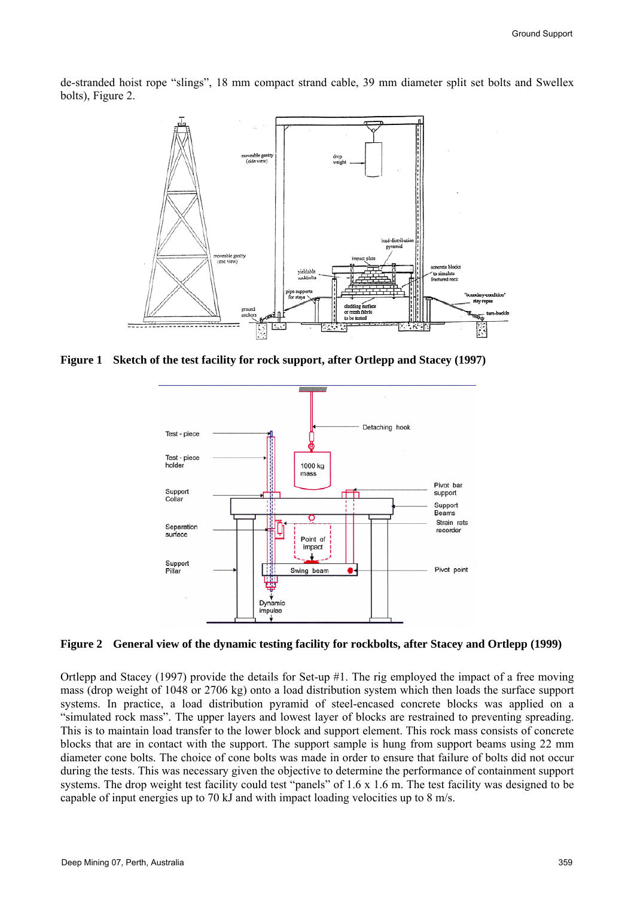de-stranded hoist rope “slings”, 18 mm compact strand cable, 39 mm diameter split set bolts and Swellex bolts), Figure 2.

**Figure 1 Sketch of the test facility for rock support, after Ortlepp and Stacey (1997)**

**Figure 2 General view of the dynamic testing facility for rockbolts, after Stacey and Ortlepp (1999)**

Ortlepp and Stacey (1997) provide the details for Set-up #1. The rig employed the impact of a free moving mass (drop weight of 1048 or 2706 kg) onto a load distribution system which then loads the surface support systems. In practice, a load distribution pyramid of steel-encased concrete blocks was applied on a “simulated rock mass”. The upper layers and lowest layer of blocks are restrained to preventing spreading. This is to maintain load transfer to the lower block and support element. This rock mass consists of concrete blocks that are in contact with the support. The support sample is hung from support beams using 22 mm diameter cone bolts. The choice of cone bolts was made in order to ensure that failure of bolts did not occur during the tests. This was necessary given the objective to determine the performance of containment support systems. The drop weight test facility could test “panels” of 1.6 x 1.6 m. The test facility was designed to be capable of input energies up to 70 kJ and with impact loading velocities up to 8 m/s.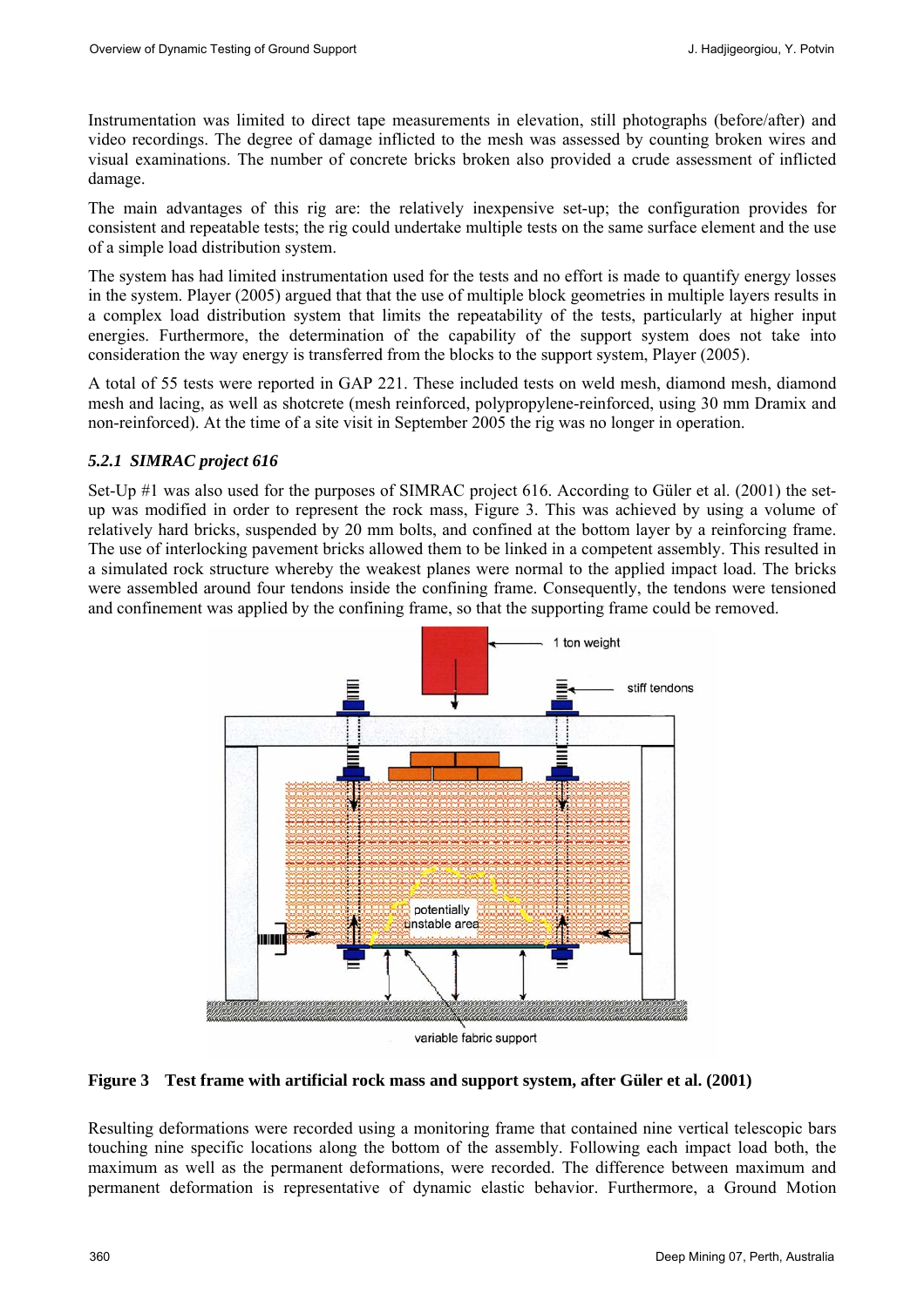Instrumentation was limited to direct tape measurements in elevation, still photographs (before/after) and video recordings. The degree of damage inflicted to the mesh was assessed by counting broken wires and visual examinations. The number of concrete bricks broken also provided a crude assessment of inflicted damage.

The main advantages of this rig are: the relatively inexpensive set-up; the configuration provides for consistent and repeatable tests; the rig could undertake multiple tests on the same surface element and the use of a simple load distribution system.

The system has had limited instrumentation used for the tests and no effort is made to quantify energy losses in the system. Player (2005) argued that that the use of multiple block geometries in multiple layers results in a complex load distribution system that limits the repeatability of the tests, particularly at higher input energies. Furthermore, the determination of the capability of the support system does not take into consideration the way energy is transferred from the blocks to the support system, Player (2005).

A total of 55 tests were reported in GAP 221. These included tests on weld mesh, diamond mesh, diamond mesh and lacing, as well as shotcrete (mesh reinforced, polypropylene-reinforced, using 30 mm Dramix and non-reinforced). At the time of a site visit in September 2005 the rig was no longer in operation.

### *5.2.1 SIMRAC project 616*

Set-Up #1 was also used for the purposes of SIMRAC project 616. According to Güler et al. (2001) the set-up was modified in order to represent the rock mass, Figure 3. This was achieved by using a volume of relatively hard bricks, suspended by 20 mm bolts, and confined at the bottom layer by a reinforcing frame. The use of interlocking pavement bricks allowed them to be linked in a competent assembly. This resulted in a simulated rock structure whereby the weakest planes were normal to the applied impact load. The bricks were assembled around four tendons inside the confining frame. Consequently, the tendons were tensioned and confinement was applied by the confining frame, so that the supporting frame could be removed.

**Figure 3 Test frame with artificial rock mass and support system, after Güler et al. (2001)**

Resulting deformations were recorded using a monitoring frame that contained nine vertical telescopic bars touching nine specific locations along the bottom of the assembly. Following each impact load both, the maximum as well as the permanent deformations, were recorded. The difference between maximum and permanent deformation is representative of dynamic elastic behavior. Furthermore, a Ground Motion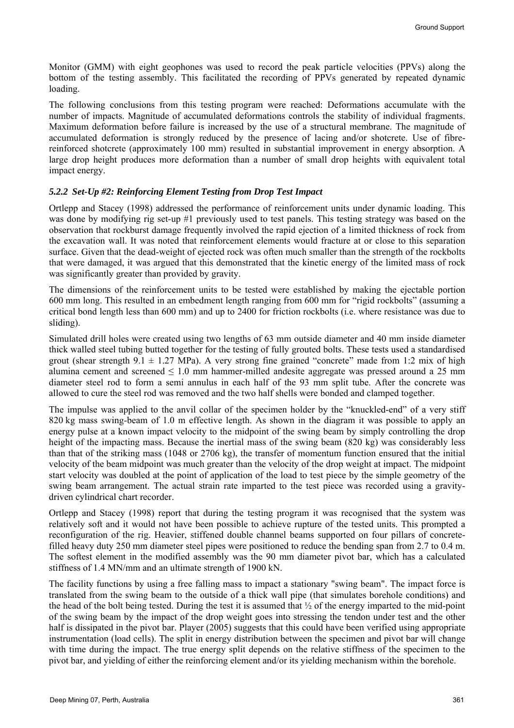Monitor (GMM) with eight geophones was used to record the peak particle velocities (PPVs) along the bottom of the testing assembly. This facilitated the recording of PPVs generated by repeated dynamic loading.

The following conclusions from this testing program were reached: Deformations accumulate with the number of impacts. Magnitude of accumulated deformations controls the stability of individual fragments. Maximum deformation before failure is increased by the use of a structural membrane. The magnitude of accumulated deformation is strongly reduced by the presence of lacing and/or shotcrete. Use of fibre-reinforced shotcrete (approximately 100 mm) resulted in substantial improvement in energy absorption. A large drop height produces more deformation than a number of small drop heights with equivalent total impact energy.

### *5.2.2 Set-Up #2: Reinforcing Element Testing from Drop Test Impact*

Ortlepp and Stacey (1998) addressed the performance of reinforcement units under dynamic loading. This was done by modifying rig set-up #1 previously used to test panels. This testing strategy was based on the observation that rockburst damage frequently involved the rapid ejection of a limited thickness of rock from the excavation wall. It was noted that reinforcement elements would fracture at or close to this separation surface. Given that the dead-weight of ejected rock was often much smaller than the strength of the rockbolts that were damaged, it was argued that this demonstrated that the kinetic energy of the limited mass of rock was significantly greater than provided by gravity.

The dimensions of the reinforcement units to be tested were established by making the ejectable portion 600 mm long. This resulted in an embedment length ranging from 600 mm for "rigid rockbolts" (assuming a critical bond length less than 600 mm) and up to 2400 for friction rockbolts (i.e. where resistance was due to sliding).

Simulated drill holes were created using two lengths of 63 mm outside diameter and 40 mm inside diameter thick walled steel tubing butted together for the testing of fully grouted bolts. These tests used a standardised grout (shear strength $9.1 \pm 1.27$ MPa). A very strong fine grained "concrete" made from 1:2 mix of high alumina cement and screened $\leq 1.0$ mm hammer-milled andesite aggregate was pressed around a 25 mm diameter steel rod to form a semi annulus in each half of the 93 mm split tube. After the concrete was allowed to cure the steel rod was removed and the two half shells were bonded and clamped together.

The impulse was applied to the anvil collar of the specimen holder by the "knuckled-end" of a very stiff 820 kg mass swing-beam of 1.0 m effective length. As shown in the diagram it was possible to apply an energy pulse at a known impact velocity to the midpoint of the swing beam by simply controlling the drop height of the impacting mass. Because the inertial mass of the swing beam (820 kg) was considerably less than that of the striking mass (1048 or 2706 kg), the transfer of momentum function ensured that the initial velocity of the beam midpoint was much greater than the velocity of the drop weight at impact. The midpoint start velocity was doubled at the point of application of the load to test piece by the simple geometry of the swing beam arrangement. The actual strain rate imparted to the test piece was recorded using a gravity-driven cylindrical chart recorder.

Ortlepp and Stacey (1998) report that during the testing program it was recognised that the system was relatively soft and it would not have been possible to achieve rupture of the tested units. This prompted a reconfiguration of the rig. Heavier, stiffened double channel beams supported on four pillars of concrete-filled heavy duty 250 mm diameter steel pipes were positioned to reduce the bending span from 2.7 to 0.4 m. The softest element in the modified assembly was the 90 mm diameter pivot bar, which has a calculated stiffness of 1.4 MN/mm and an ultimate strength of 1900 kN.

The facility functions by using a free falling mass to impact a stationary "swing beam". The impact force is translated from the swing beam to the outside of a thick wall pipe (that simulates borehole conditions) and the head of the bolt being tested. During the test it is assumed that ½ of the energy imparted to the mid-point of the swing beam by the impact of the drop weight goes into stressing the tendon under test and the other half is dissipated in the pivot bar. Player (2005) suggests that this could have been verified using appropriate instrumentation (load cells). The split in energy distribution between the specimen and pivot bar will change with time during the impact. The true energy split depends on the relative stiffness of the specimen to the pivot bar, and yielding of either the reinforcing element and/or its yielding mechanism within the borehole.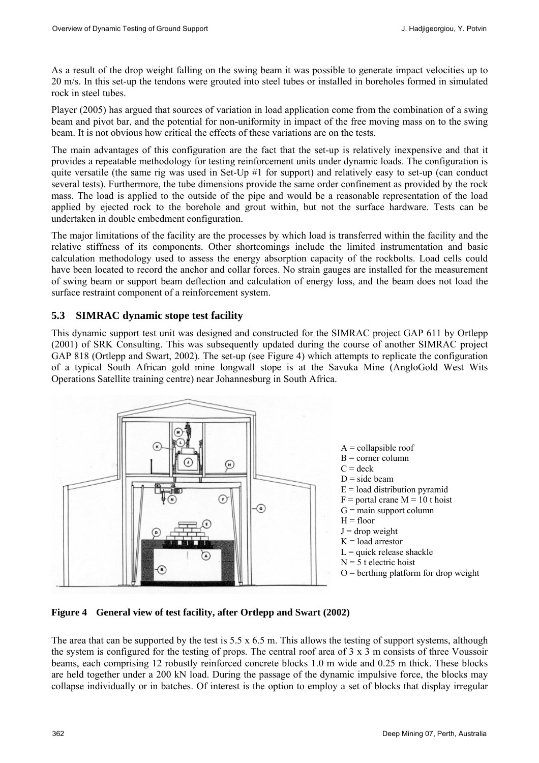As a result of the drop weight falling on the swing beam it was possible to generate impact velocities up to 20 m/s. In this set-up the tendons were grouted into steel tubes or installed in boreholes formed in simulated rock in steel tubes.

Player (2005) has argued that sources of variation in load application come from the combination of a swing beam and pivot bar, and the potential for non-uniformity in impact of the free moving mass on to the swing beam. It is not obvious how critical the effects of these variations are on the tests.

The main advantages of this configuration are the fact that the set-up is relatively inexpensive and that it provides a repeatable methodology for testing reinforcement units under dynamic loads. The configuration is quite versatile (the same rig was used in Set-Up #1 for support) and relatively easy to set-up (can conduct several tests). Furthermore, the tube dimensions provide the same order confinement as provided by the rock mass. The load is applied to the outside of the pipe and would be a reasonable representation of the load applied by ejected rock to the borehole and grout within, but not the surface hardware. Tests can be undertaken in double embedment configuration.

The major limitations of the facility are the processes by which load is transferred within the facility and the relative stiffness of its components. Other shortcomings include the limited instrumentation and basic calculation methodology used to assess the energy absorption capacity of the rockbolts. Load cells could have been located to record the anchor and collar forces. No strain gauges are installed for the measurement of swing beam or support beam deflection and calculation of energy loss, and the beam does not load the surface restraint component of a reinforcement system.

## 5.3 SIMRAC dynamic stope test facility

This dynamic support test unit was designed and constructed for the SIMRAC project GAP 611 by Ortlepp (2001) of SRK Consulting. This was subsequently updated during the course of another SIMRAC project GAP 818 (Ortlepp and Swart, 2002). The set-up (see Figure 4) which attempts to replicate the configuration of a typical South African gold mine longwall stope is at the Savuka Mine (AngloGold West Wits Operations Satellite training centre) near Johannesburg in South Africa.

A = collapsible roof
B = corner column
C = deck
D = side beam
E = load distribution pyramid
F = portal crane M = 10 t hoist
G = main support column
H = floor
J = drop weight
K = load arrestor
L = quick release shackle
N = 5 t electric hoist
O = berthing platform for drop weight

**Figure 4 General view of test facility, after Ortlepp and Swart (2002)**

The area that can be supported by the test is 5.5 x 6.5 m. This allows the testing of support systems, although the system is configured for the testing of props. The central roof area of 3 x 3 m consists of three Voussoir beams, each comprising 12 robustly reinforced concrete blocks 1.0 m wide and 0.25 m thick. These blocks are held together under a 200 kN load. During the passage of the dynamic impulsive force, the blocks may collapse individually or in batches. Of interest is the option to employ a set of blocks that display irregular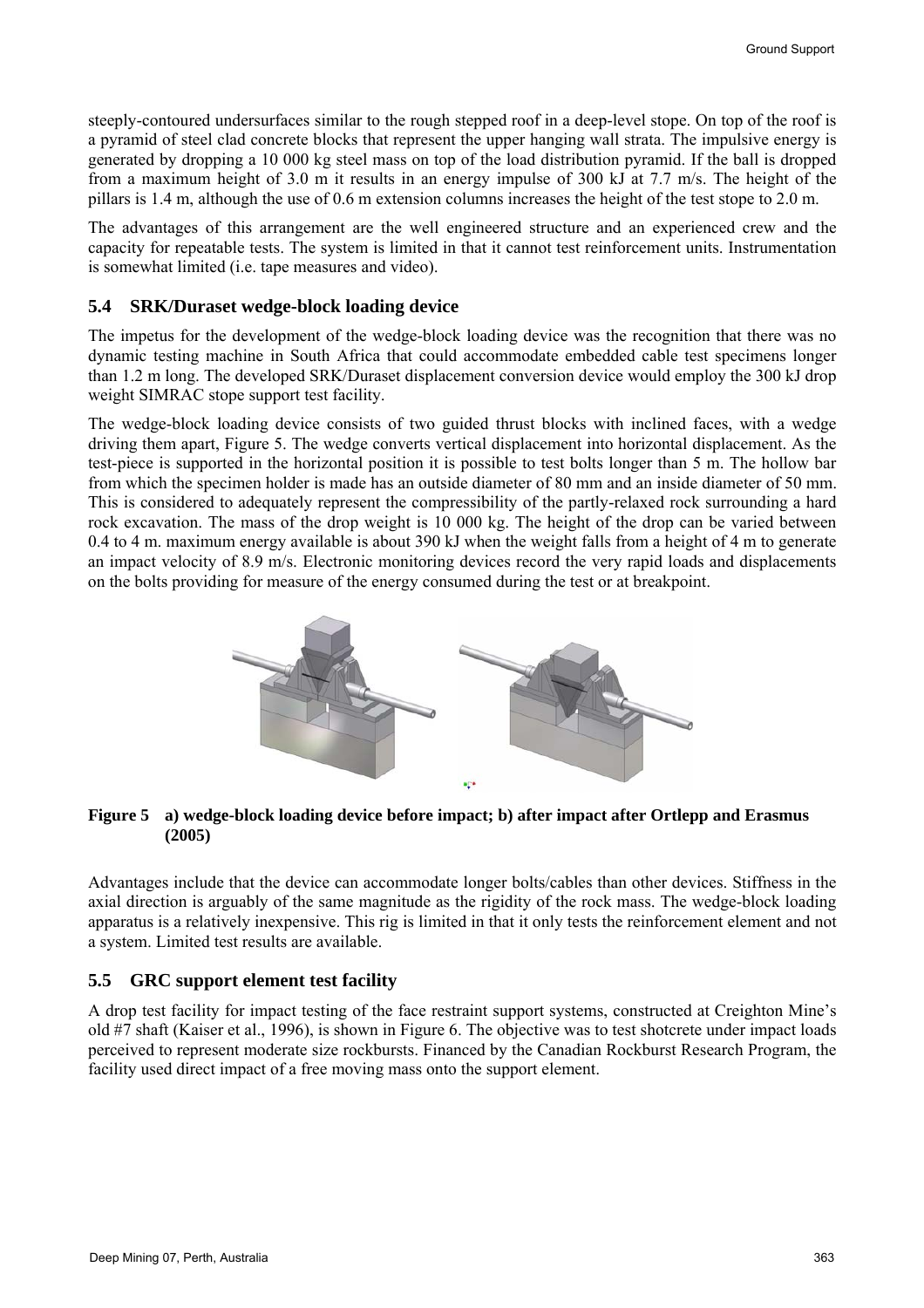steeply-contoured undersurfaces similar to the rough stepped roof in a deep-level stope. On top of the roof is a pyramid of steel clad concrete blocks that represent the upper hanging wall strata. The impulsive energy is generated by dropping a 10 000 kg steel mass on top of the load distribution pyramid. If the ball is dropped from a maximum height of 3.0 m it results in an energy impulse of 300 kJ at 7.7 m/s. The height of the pillars is 1.4 m, although the use of 0.6 m extension columns increases the height of the test stope to 2.0 m.

The advantages of this arrangement are the well engineered structure and an experienced crew and the capacity for repeatable tests. The system is limited in that it cannot test reinforcement units. Instrumentation is somewhat limited (i.e. tape measures and video).

### 5.4 SRK/Duraset wedge-block loading device

The impetus for the development of the wedge-block loading device was the recognition that there was no dynamic testing machine in South Africa that could accommodate embedded cable test specimens longer than 1.2 m long. The developed SRK/Duraset displacement conversion device would employ the 300 kJ drop weight SIMRAC stope support test facility.

The wedge-block loading device consists of two guided thrust blocks with inclined faces, with a wedge driving them apart, Figure 5. The wedge converts vertical displacement into horizontal displacement. As the test-piece is supported in the horizontal position it is possible to test bolts longer than 5 m. The hollow bar from which the specimen holder is made has an outside diameter of 80 mm and an inside diameter of 50 mm. This is considered to adequately represent the compressibility of the partly-relaxed rock surrounding a hard rock excavation. The mass of the drop weight is 10 000 kg. The height of the drop can be varied between 0.4 to 4 m. maximum energy available is about 390 kJ when the weight falls from a height of 4 m to generate an impact velocity of 8.9 m/s. Electronic monitoring devices record the very rapid loads and displacements on the bolts providing for measure of the energy consumed during the test or at breakpoint.

**Figure 5 a) wedge-block loading device before impact; b) after impact after Ortlepp and Erasmus (2005)**

Advantages include that the device can accommodate longer bolts/cables than other devices. Stiffness in the axial direction is arguably of the same magnitude as the rigidity of the rock mass. The wedge-block loading apparatus is a relatively inexpensive. This rig is limited in that it only tests the reinforcement element and not a system. Limited test results are available.

### 5.5 GRC support element test facility

A drop test facility for impact testing of the face restraint support systems, constructed at Creighton Mine's old #7 shaft (Kaiser et al., 1996), is shown in Figure 6. The objective was to test shotcrete under impact loads perceived to represent moderate size rockbursts. Financed by the Canadian Rockburst Research Program, the facility used direct impact of a free moving mass onto the support element.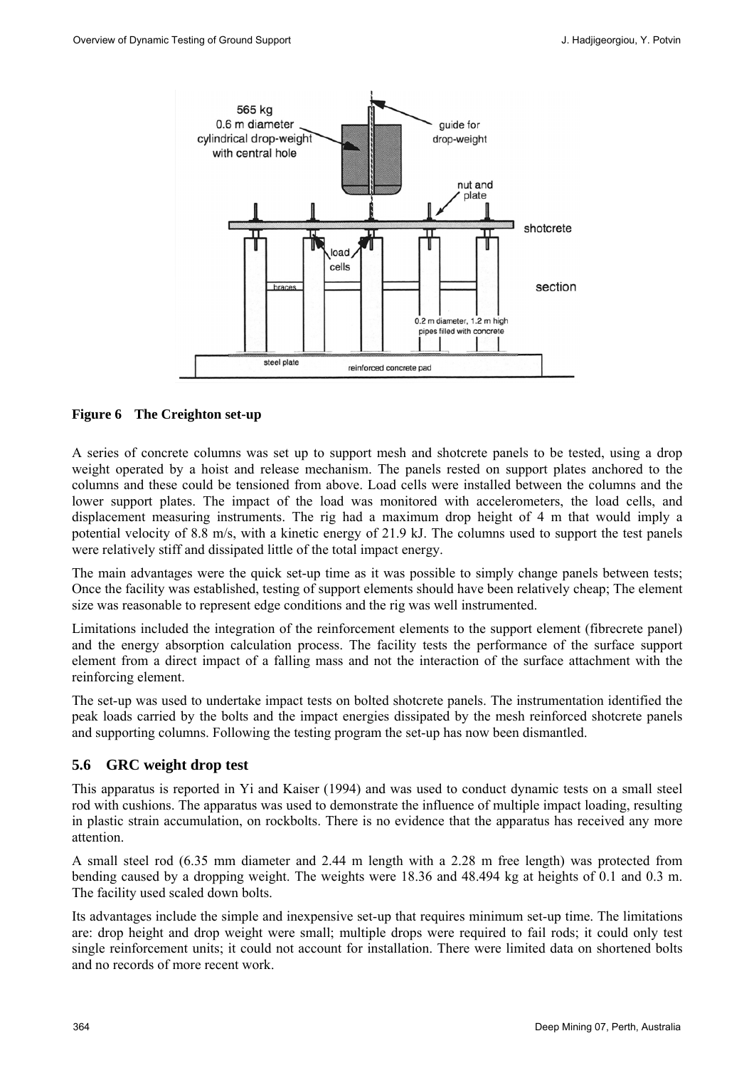**Figure 6 The Creighton set-up**

A series of concrete columns was set up to support mesh and shotcrete panels to be tested, using a drop weight operated by a hoist and release mechanism. The panels rested on support plates anchored to the columns and these could be tensioned from above. Load cells were installed between the columns and the lower support plates. The impact of the load was monitored with accelerometers, the load cells, and displacement measuring instruments. The rig had a maximum drop height of 4 m that would imply a potential velocity of 8.8 m/s, with a kinetic energy of 21.9 kJ. The columns used to support the test panels were relatively stiff and dissipated little of the total impact energy.

The main advantages were the quick set-up time as it was possible to simply change panels between tests; Once the facility was established, testing of support elements should have been relatively cheap; The element size was reasonable to represent edge conditions and the rig was well instrumented.

Limitations included the integration of the reinforcement elements to the support element (fibrecrete panel) and the energy absorption calculation process. The facility tests the performance of the surface support element from a direct impact of a falling mass and not the interaction of the surface attachment with the reinforcing element.

The set-up was used to undertake impact tests on bolted shotcrete panels. The instrumentation identified the peak loads carried by the bolts and the impact energies dissipated by the mesh reinforced shotcrete panels and supporting columns. Following the testing program the set-up has now been dismantled.

## 5.6 GRC weight drop test

This apparatus is reported in Yi and Kaiser (1994) and was used to conduct dynamic tests on a small steel rod with cushions. The apparatus was used to demonstrate the influence of multiple impact loading, resulting in plastic strain accumulation, on rockbolts. There is no evidence that the apparatus has received any more attention.

A small steel rod (6.35 mm diameter and 2.44 m length with a 2.28 m free length) was protected from bending caused by a dropping weight. The weights were 18.36 and 48.494 kg at heights of 0.1 and 0.3 m. The facility used scaled down bolts.

Its advantages include the simple and inexpensive set-up that requires minimum set-up time. The limitations are: drop height and drop weight were small; multiple drops were required to fail rods; it could only test single reinforcement units; it could not account for installation. There were limited data on shortened bolts and no records of more recent work.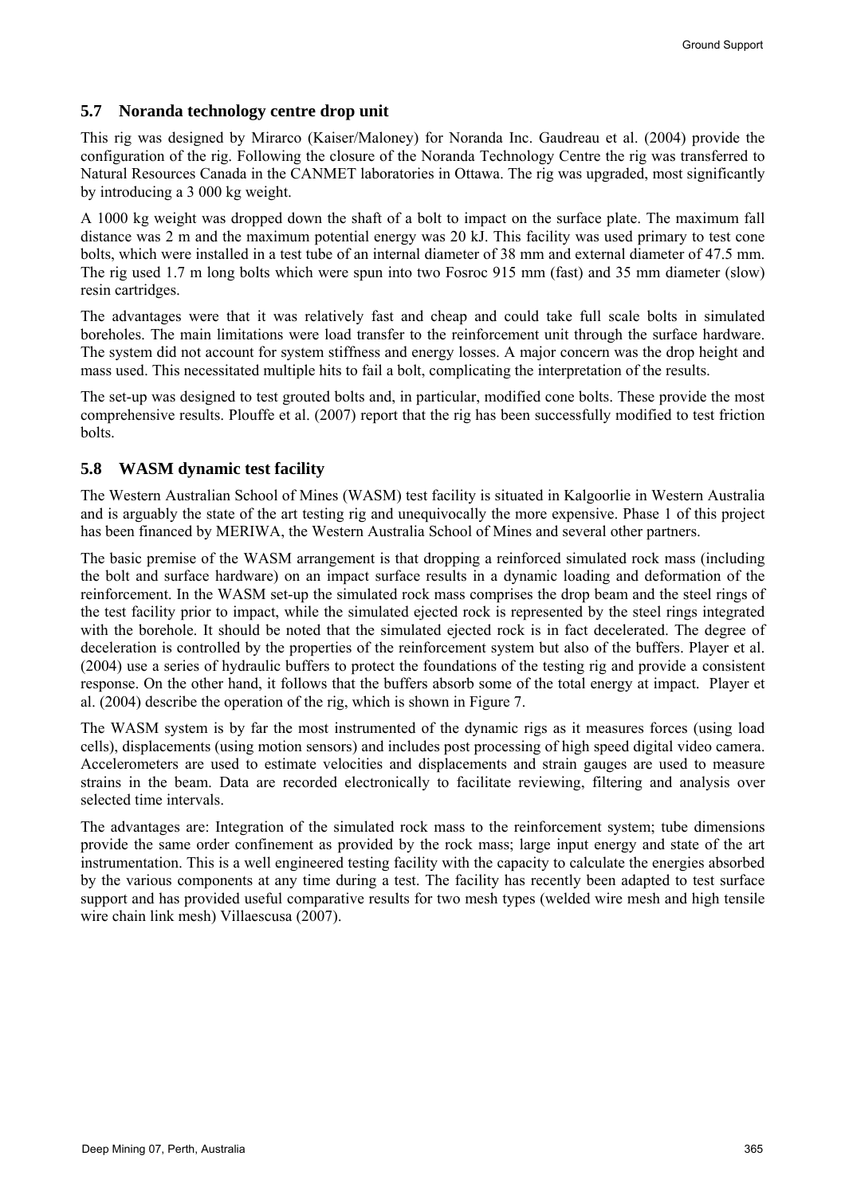## 5.7 Noranda technology centre drop unit

This rig was designed by Mirarco (Kaiser/Maloney) for Noranda Inc. Gaudreau et al. (2004) provide the configuration of the rig. Following the closure of the Noranda Technology Centre the rig was transferred to Natural Resources Canada in the CANMET laboratories in Ottawa. The rig was upgraded, most significantly by introducing a 3 000 kg weight.

A 1000 kg weight was dropped down the shaft of a bolt to impact on the surface plate. The maximum fall distance was 2 m and the maximum potential energy was 20 kJ. This facility was used primary to test cone bolts, which were installed in a test tube of an internal diameter of 38 mm and external diameter of 47.5 mm. The rig used 1.7 m long bolts which were spun into two Fosroc 915 mm (fast) and 35 mm diameter (slow) resin cartridges.

The advantages were that it was relatively fast and cheap and could take full scale bolts in simulated boreholes. The main limitations were load transfer to the reinforcement unit through the surface hardware. The system did not account for system stiffness and energy losses. A major concern was the drop height and mass used. This necessitated multiple hits to fail a bolt, complicating the interpretation of the results.

The set-up was designed to test grouted bolts and, in particular, modified cone bolts. These provide the most comprehensive results. Plouffe et al. (2007) report that the rig has been successfully modified to test friction bolts.

## 5.8 WASM dynamic test facility

The Western Australian School of Mines (WASM) test facility is situated in Kalgoorlie in Western Australia and is arguably the state of the art testing rig and unequivocally the more expensive. Phase 1 of this project has been financed by MERIWA, the Western Australia School of Mines and several other partners.

The basic premise of the WASM arrangement is that dropping a reinforced simulated rock mass (including the bolt and surface hardware) on an impact surface results in a dynamic loading and deformation of the reinforcement. In the WASM set-up the simulated rock mass comprises the drop beam and the steel rings of the test facility prior to impact, while the simulated ejected rock is represented by the steel rings integrated with the borehole. It should be noted that the simulated ejected rock is in fact decelerated. The degree of deceleration is controlled by the properties of the reinforcement system but also of the buffers. Player et al. (2004) use a series of hydraulic buffers to protect the foundations of the testing rig and provide a consistent response. On the other hand, it follows that the buffers absorb some of the total energy at impact. Player et al. (2004) describe the operation of the rig, which is shown in Figure 7.

The WASM system is by far the most instrumented of the dynamic rigs as it measures forces (using load cells), displacements (using motion sensors) and includes post processing of high speed digital video camera. Accelerometers are used to estimate velocities and displacements and strain gauges are used to measure strains in the beam. Data are recorded electronically to facilitate reviewing, filtering and analysis over selected time intervals.

The advantages are: Integration of the simulated rock mass to the reinforcement system; tube dimensions provide the same order confinement as provided by the rock mass; large input energy and state of the art instrumentation. This is a well engineered testing facility with the capacity to calculate the energies absorbed by the various components at any time during a test. The facility has recently been adapted to test surface support and has provided useful comparative results for two mesh types (welded wire mesh and high tensile wire chain link mesh) Villaescusa (2007).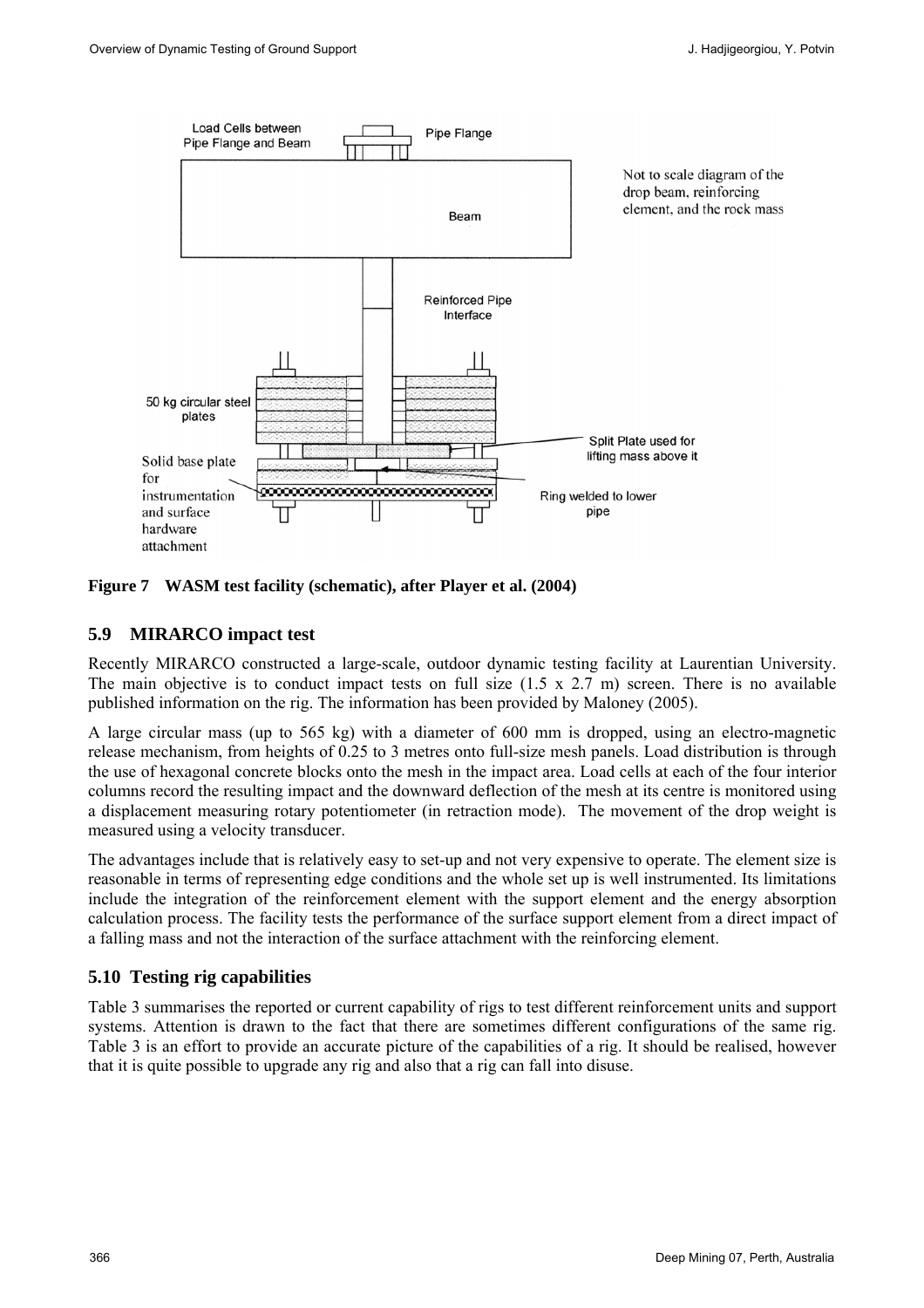**Figure 7 WASM test facility (schematic), after Player et al. (2004)**

## 5.9 MIRARCO impact test

Recently MIRARCO constructed a large-scale, outdoor dynamic testing facility at Laurentian University. The main objective is to conduct impact tests on full size (1.5 x 2.7 m) screen. There is no available published information on the rig. The information has been provided by Maloney (2005).

A large circular mass (up to 565 kg) with a diameter of 600 mm is dropped, using an electro-magnetic release mechanism, from heights of 0.25 to 3 metres onto full-size mesh panels. Load distribution is through the use of hexagonal concrete blocks onto the mesh in the impact area. Load cells at each of the four interior columns record the resulting impact and the downward deflection of the mesh at its centre is monitored using a displacement measuring rotary potentiometer (in retraction mode). The movement of the drop weight is measured using a velocity transducer.

The advantages include that is relatively easy to set-up and not very expensive to operate. The element size is reasonable in terms of representing edge conditions and the whole set up is well instrumented. Its limitations include the integration of the reinforcement element with the support element and the energy absorption calculation process. The facility tests the performance of the surface support element from a direct impact of a falling mass and not the interaction of the surface attachment with the reinforcing element.

## 5.10 Testing rig capabilities

Table 3 summarises the reported or current capability of rigs to test different reinforcement units and support systems. Attention is drawn to the fact that there are sometimes different configurations of the same rig. Table 3 is an effort to provide an accurate picture of the capabilities of a rig. It should be realised, however that it is quite possible to upgrade any rig and also that a rig can fall into disuse.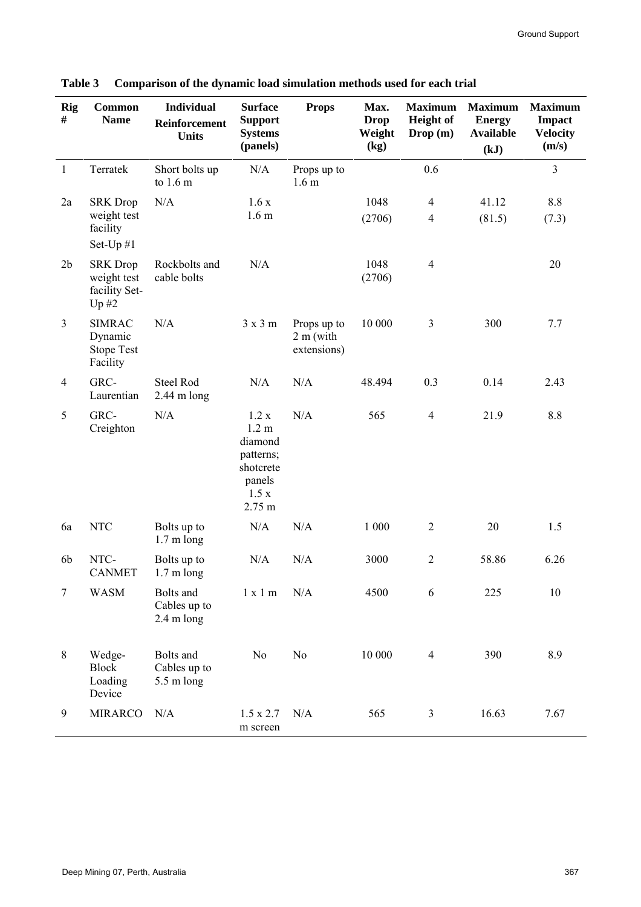**Table 3 Comparison of the dynamic load simulation methods used for each trial**

| Rig # | Common Name | Individual Reinforcement Units | Surface Support Systems (panels) | Props | Max. Drop Weight (kg) | Maximum Height of Drop (m) | Maximum Energy Available (kJ) | Maximum Impact Velocity (m/s) |
|---|---|---|---|---|---|---|---|---|
| 1 | Terratek | Short bolts up to 1.6 m | N/A | Props up to 1.6 m | | 0.6 | | 3 |
| 2a | SRK Drop weight test facility Set-Up #1 | N/A | 1.6 x 1.6 m | | 1048 (2706) | 4 4 | 41.12 (81.5) | 8.8 (7.3) |
| 2b | SRK Drop weight test facility Set-Up #2 | Rockbolts and cable bolts | N/A | | 1048 (2706) | 4 | | 20 |
| 3 | SIMRAC Dynamic Stope Test Facility | N/A | 3 x 3 m | Props up to 2 m (with extensions) | 10 000 | 3 | 300 | 7.7 |
| 4 | GRC-Laurentian | Steel Rod 2.44 m long | N/A | N/A | 48.494 | 0.3 | 0.14 | 2.43 |
| 5 | GRC-Creighton | N/A | 1.2 x 1.2 m diamond patterns; shotcrete panels 1.5 x 2.75 m | N/A | 565 | 4 | 21.9 | 8.8 |
| 6a | NTC | Bolts up to 1.7 m long | N/A | N/A | 1 000 | 2 | 20 | 1.5 |
| 6b | NTC-CANMET | Bolts up to 1.7 m long | N/A | N/A | 3000 | 2 | 58.86 | 6.26 |
| 7 | WASM | Bolts and Cables up to 2.4 m long | 1 x 1 m | N/A | 4500 | 6 | 225 | 10 |
| 8 | Wedge-Block Loading Device | Bolts and Cables up to 5.5 m long | No | No | 10 000 | 4 | 390 | 8.9 |
| 9 | MIRARCO | N/A | 1.5 x 2.7 m screen | N/A | 565 | 3 | 16.63 | 7.67 |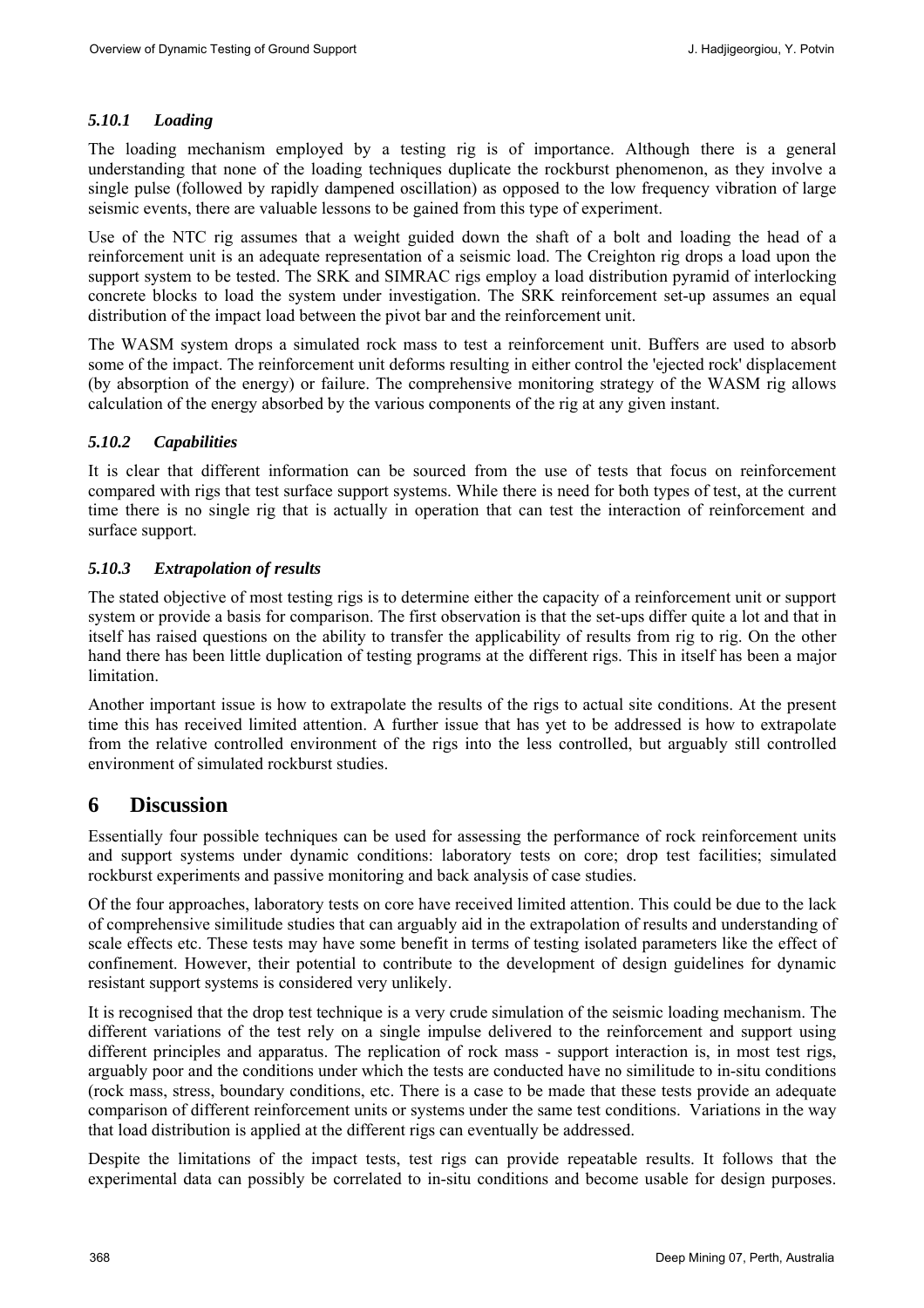#### *5.10.1 Loading*

The loading mechanism employed by a testing rig is of importance. Although there is a general understanding that none of the loading techniques duplicate the rockburst phenomenon, as they involve a single pulse (followed by rapidly dampened oscillation) as opposed to the low frequency vibration of large seismic events, there are valuable lessons to be gained from this type of experiment.

Use of the NTC rig assumes that a weight guided down the shaft of a bolt and loading the head of a reinforcement unit is an adequate representation of a seismic load. The Creighton rig drops a load upon the support system to be tested. The SRK and SIMRAC rigs employ a load distribution pyramid of interlocking concrete blocks to load the system under investigation. The SRK reinforcement set-up assumes an equal distribution of the impact load between the pivot bar and the reinforcement unit.

The WASM system drops a simulated rock mass to test a reinforcement unit. Buffers are used to absorb some of the impact. The reinforcement unit deforms resulting in either control the 'ejected rock' displacement (by absorption of the energy) or failure. The comprehensive monitoring strategy of the WASM rig allows calculation of the energy absorbed by the various components of the rig at any given instant.

#### *5.10.2 Capabilities*

It is clear that different information can be sourced from the use of tests that focus on reinforcement compared with rigs that test surface support systems. While there is need for both types of test, at the current time there is no single rig that is actually in operation that can test the interaction of reinforcement and surface support.

#### *5.10.3 Extrapolation of results*

The stated objective of most testing rigs is to determine either the capacity of a reinforcement unit or support system or provide a basis for comparison. The first observation is that the set-ups differ quite a lot and that in itself has raised questions on the ability to transfer the applicability of results from rig to rig. On the other hand there has been little duplication of testing programs at the different rigs. This in itself has been a major limitation.

Another important issue is how to extrapolate the results of the rigs to actual site conditions. At the present time this has received limited attention. A further issue that has yet to be addressed is how to extrapolate from the relative controlled environment of the rigs into the less controlled, but arguably still controlled environment of simulated rockburst studies.

# 6 Discussion

Essentially four possible techniques can be used for assessing the performance of rock reinforcement units and support systems under dynamic conditions: laboratory tests on core; drop test facilities; simulated rockburst experiments and passive monitoring and back analysis of case studies.

Of the four approaches, laboratory tests on core have received limited attention. This could be due to the lack of comprehensive similitude studies that can arguably aid in the extrapolation of results and understanding of scale effects etc. These tests may have some benefit in terms of testing isolated parameters like the effect of confinement. However, their potential to contribute to the development of design guidelines for dynamic resistant support systems is considered very unlikely.

It is recognised that the drop test technique is a very crude simulation of the seismic loading mechanism. The different variations of the test rely on a single impulse delivered to the reinforcement and support using different principles and apparatus. The replication of rock mass - support interaction is, in most test rigs, arguably poor and the conditions under which the tests are conducted have no similitude to in-situ conditions (rock mass, stress, boundary conditions, etc. There is a case to be made that these tests provide an adequate comparison of different reinforcement units or systems under the same test conditions. Variations in the way that load distribution is applied at the different rigs can eventually be addressed.

Despite the limitations of the impact tests, test rigs can provide repeatable results. It follows that the experimental data can possibly be correlated to in-situ conditions and become usable for design purposes.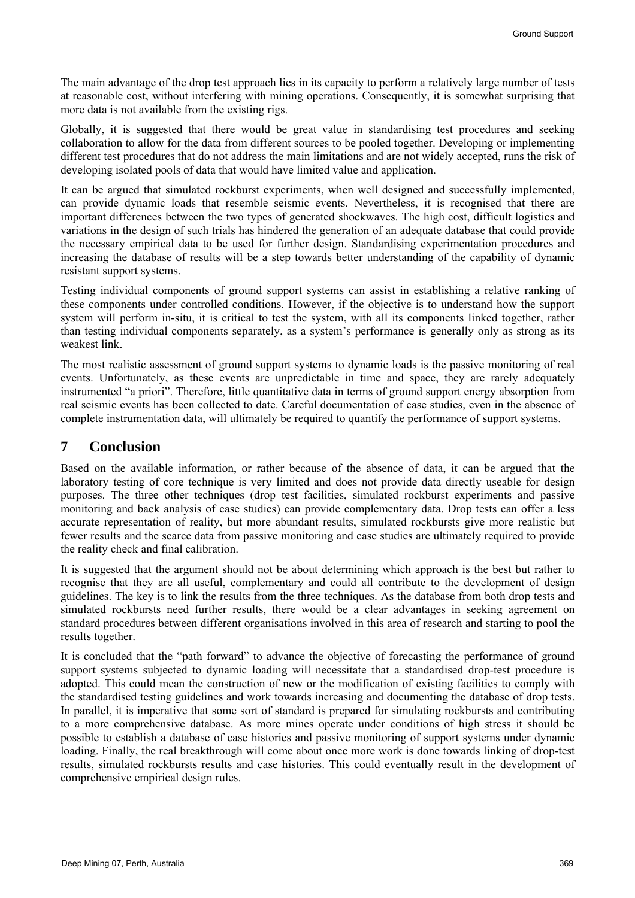The main advantage of the drop test approach lies in its capacity to perform a relatively large number of tests at reasonable cost, without interfering with mining operations. Consequently, it is somewhat surprising that more data is not available from the existing rigs.

Globally, it is suggested that there would be great value in standardising test procedures and seeking collaboration to allow for the data from different sources to be pooled together. Developing or implementing different test procedures that do not address the main limitations and are not widely accepted, runs the risk of developing isolated pools of data that would have limited value and application.

It can be argued that simulated rockburst experiments, when well designed and successfully implemented, can provide dynamic loads that resemble seismic events. Nevertheless, it is recognised that there are important differences between the two types of generated shockwaves. The high cost, difficult logistics and variations in the design of such trials has hindered the generation of an adequate database that could provide the necessary empirical data to be used for further design. Standardising experimentation procedures and increasing the database of results will be a step towards better understanding of the capability of dynamic resistant support systems.

Testing individual components of ground support systems can assist in establishing a relative ranking of these components under controlled conditions. However, if the objective is to understand how the support system will perform in-situ, it is critical to test the system, with all its components linked together, rather than testing individual components separately, as a system's performance is generally only as strong as its weakest link.

The most realistic assessment of ground support systems to dynamic loads is the passive monitoring of real events. Unfortunately, as these events are unpredictable in time and space, they are rarely adequately instrumented "a priori". Therefore, little quantitative data in terms of ground support energy absorption from real seismic events has been collected to date. Careful documentation of case studies, even in the absence of complete instrumentation data, will ultimately be required to quantify the performance of support systems.

# 7 Conclusion

Based on the available information, or rather because of the absence of data, it can be argued that the laboratory testing of core technique is very limited and does not provide data directly useable for design purposes. The three other techniques (drop test facilities, simulated rockburst experiments and passive monitoring and back analysis of case studies) can provide complementary data. Drop tests can offer a less accurate representation of reality, but more abundant results, simulated rockbursts give more realistic but fewer results and the scarce data from passive monitoring and case studies are ultimately required to provide the reality check and final calibration.

It is suggested that the argument should not be about determining which approach is the best but rather to recognise that they are all useful, complementary and could all contribute to the development of design guidelines. The key is to link the results from the three techniques. As the database from both drop tests and simulated rockbursts need further results, there would be a clear advantages in seeking agreement on standard procedures between different organisations involved in this area of research and starting to pool the results together.

It is concluded that the "path forward" to advance the objective of forecasting the performance of ground support systems subjected to dynamic loading will necessitate that a standardised drop-test procedure is adopted. This could mean the construction of new or the modification of existing facilities to comply with the standardised testing guidelines and work towards increasing and documenting the database of drop tests. In parallel, it is imperative that some sort of standard is prepared for simulating rockbursts and contributing to a more comprehensive database. As more mines operate under conditions of high stress it should be possible to establish a database of case histories and passive monitoring of support systems under dynamic loading. Finally, the real breakthrough will come about once more work is done towards linking of drop-test results, simulated rockbursts results and case histories. This could eventually result in the development of comprehensive empirical design rules.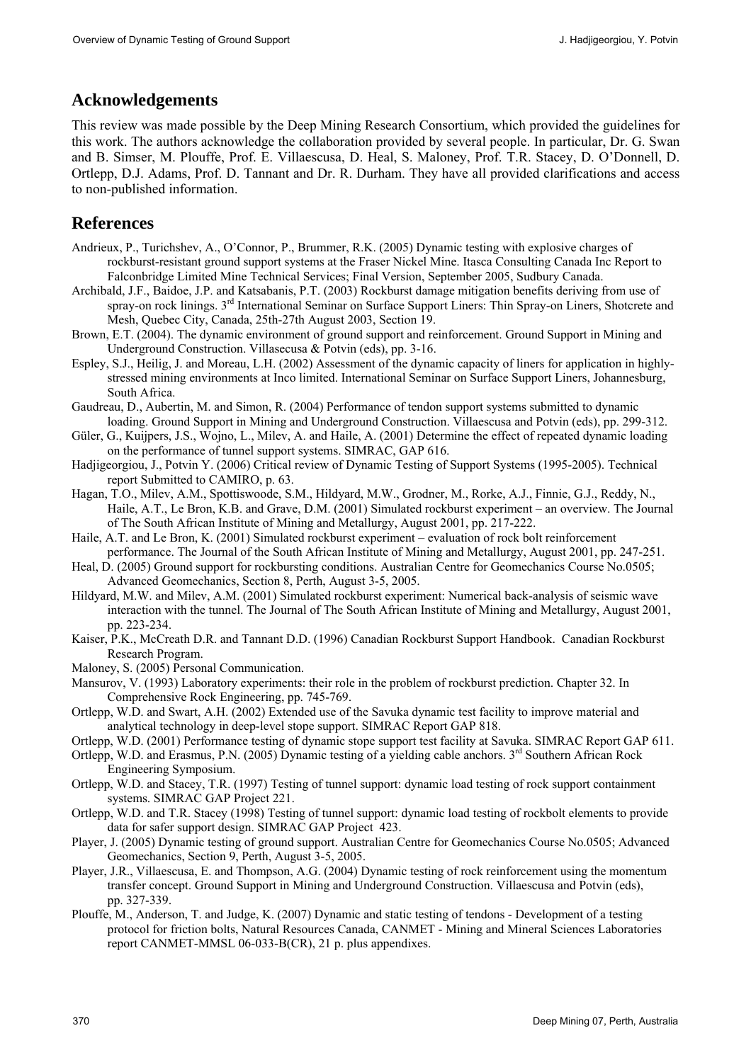## Acknowledgements

This review was made possible by the Deep Mining Research Consortium, which provided the guidelines for this work. The authors acknowledge the collaboration provided by several people. In particular, Dr. G. Swan and B. Simser, M. Plouffe, Prof. E. Villaescusa, D. Heal, S. Maloney, Prof. T.R. Stacey, D. O'Donnell, D. Ortlepp, D.J. Adams, Prof. D. Tannant and Dr. R. Durham. They have all provided clarifications and access to non-published information.

## References

Andrieux, P., Turichshev, A., O'Connor, P., Brummer, R.K. (2005) Dynamic testing with explosive charges of rockburst-resistant ground support systems at the Fraser Nickel Mine. Itasca Consulting Canada Inc Report to Falconbridge Limited Mine Technical Services; Final Version, September 2005, Sudbury Canada.

Archibald, J.F., Baidoe, J.P. and Katsabanis, P.T. (2003) Rockburst damage mitigation benefits deriving from use of spray-on rock linings. 3rd International Seminar on Surface Support Liners: Thin Spray-on Liners, Shotcrete and Mesh, Quebec City, Canada, 25th-27th August 2003, Section 19.

Brown, E.T. (2004). The dynamic environment of ground support and reinforcement. Ground Support in Mining and Underground Construction. Villasecusa & Potvin (eds), pp. 3-16.

Espley, S.J., Heilig, J. and Moreau, L.H. (2002) Assessment of the dynamic capacity of liners for application in highly-stressed mining environments at Inco limited. International Seminar on Surface Support Liners, Johannesburg, South Africa.

Gaudreau, D., Aubertin, M. and Simon, R. (2004) Performance of tendon support systems submitted to dynamic loading. Ground Support in Mining and Underground Construction. Villaescusa and Potvin (eds), pp. 299-312.

Güler, G., Kuijpers, J.S., Wojno, L., Milev, A. and Haile, A. (2001) Determine the effect of repeated dynamic loading on the performance of tunnel support systems. SIMRAC, GAP 616.

Hadjigeorgiou, J., Potvin Y. (2006) Critical review of Dynamic Testing of Support Systems (1995-2005). Technical report Submitted to CAMIRO, p. 63.

Hagan, T.O., Milev, A.M., Spottiswoode, S.M., Hildyard, M.W., Grodner, M., Rorke, A.J., Finnie, G.J., Reddy, N., Haile, A.T., Le Bron, K.B. and Grave, D.M. (2001) Simulated rockburst experiment – an overview. The Journal of The South African Institute of Mining and Metallurgy, August 2001, pp. 217-222.

Haile, A.T. and Le Bron, K. (2001) Simulated rockburst experiment – evaluation of rock bolt reinforcement performance. The Journal of the South African Institute of Mining and Metallurgy, August 2001, pp. 247-251.

Heal, D. (2005) Ground support for rockbursting conditions. Australian Centre for Geomechanics Course No.0505; Advanced Geomechanics, Section 8, Perth, August 3-5, 2005.

Hildyard, M.W. and Milev, A.M. (2001) Simulated rockburst experiment: Numerical back-analysis of seismic wave interaction with the tunnel. The Journal of The South African Institute of Mining and Metallurgy, August 2001, pp. 223-234.

Kaiser, P.K., McCreath D.R. and Tannant D.D. (1996) Canadian Rockburst Support Handbook. Canadian Rockburst Research Program.

Maloney, S. (2005) Personal Communication.

Mansurov, V. (1993) Laboratory experiments: their role in the problem of rockburst prediction. Chapter 32. In Comprehensive Rock Engineering, pp. 745-769.

Ortlepp, W.D. and Swart, A.H. (2002) Extended use of the Savuka dynamic test facility to improve material and analytical technology in deep-level stope support. SIMRAC Report GAP 818.

Ortlepp, W.D. (2001) Performance testing of dynamic stope support test facility at Savuka. SIMRAC Report GAP 611.

Ortlepp, W.D. and Erasmus, P.N. (2005) Dynamic testing of a yielding cable anchors. 3rd Southern African Rock Engineering Symposium.

Ortlepp, W.D. and Stacey, T.R. (1997) Testing of tunnel support: dynamic load testing of rock support containment systems. SIMRAC GAP Project 221.

Ortlepp, W.D. and T.R. Stacey (1998) Testing of tunnel support: dynamic load testing of rockbolt elements to provide data for safer support design. SIMRAC GAP Project 423.

Player, J. (2005) Dynamic testing of ground support. Australian Centre for Geomechanics Course No.0505; Advanced Geomechanics, Section 9, Perth, August 3-5, 2005.

Player, J.R., Villaescusa, E. and Thompson, A.G. (2004) Dynamic testing of rock reinforcement using the momentum transfer concept. Ground Support in Mining and Underground Construction. Villaescusa and Potvin (eds), pp. 327-339.

Plouffe, M., Anderson, T. and Judge, K. (2007) Dynamic and static testing of tendons - Development of a testing protocol for friction bolts, Natural Resources Canada, CANMET - Mining and Mineral Sciences Laboratories report CANMET-MMSL 06-033-B(CR), 21 p. plus appendixes.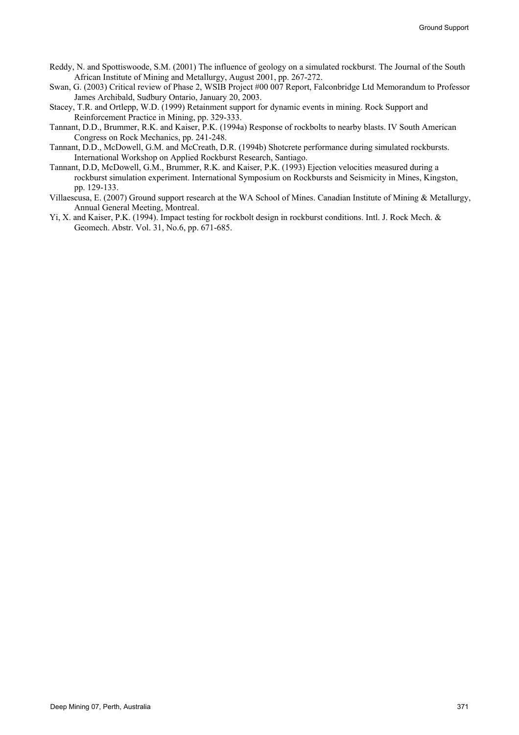Reddy, N. and Spottiswoode, S.M. (2001) The influence of geology on a simulated rockburst. The Journal of the South African Institute of Mining and Metallurgy, August 2001, pp. 267-272.

Swan, G. (2003) Critical review of Phase 2, WSIB Project #00 007 Report, Falconbridge Ltd Memorandum to Professor James Archibald, Sudbury Ontario, January 20, 2003.

Stacey, T.R. and Ortlepp, W.D. (1999) Retainment support for dynamic events in mining. Rock Support and Reinforcement Practice in Mining, pp. 329-333.

Tannant, D.D., Brummer, R.K. and Kaiser, P.K. (1994a) Response of rockbolts to nearby blasts. IV South American Congress on Rock Mechanics, pp. 241-248.

Tannant, D.D., McDowell, G.M. and McCreath, D.R. (1994b) Shotcrete performance during simulated rockbursts. International Workshop on Applied Rockburst Research, Santiago.

Tannant, D.D, McDowell, G.M., Brummer, R.K. and Kaiser, P.K. (1993) Ejection velocities measured during a rockburst simulation experiment. International Symposium on Rockbursts and Seismicity in Mines, Kingston, pp. 129-133.

Villaescusa, E. (2007) Ground support research at the WA School of Mines. Canadian Institute of Mining & Metallurgy, Annual General Meeting, Montreal.

Yi, X. and Kaiser, P.K. (1994). Impact testing for rockbolt design in rockburst conditions. Intl. J. Rock Mech. & Geomech. Abstr. Vol. 31, No.6, pp. 671-685.